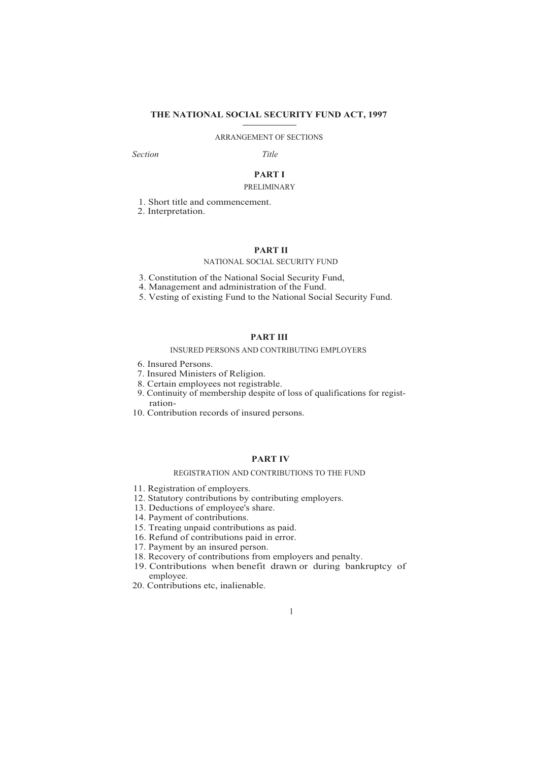# THE NATIONAL SOCIAL SECURITY FUND ACT, 1997

ARRANGEMENT OF SECTIONS

*Section* *Title*

## PART I

PRELIMINARY

1. Short title and commencement.
2. Interpretation.

## PART II

NATIONAL SOCIAL SECURITY FUND

3. Constitution of the National Social Security Fund,
4. Management and administration of the Fund.
5. Vesting of existing Fund to the National Social Security Fund.

## PART III

INSURED PERSONS AND CONTRIBUTING EMPLOYERS

6. Insured Persons.
7. Insured Ministers of Religion.
8. Certain employees not registrable.
9. Continuity of membership despite of loss of qualifications for registration-
10. Contribution records of insured persons.

## PART IV

REGISTRATION AND CONTRIBUTIONS TO THE FUND

11. Registration of employers.
12. Statutory contributions by contributing employers.
13. Deductions of employee's share.
14. Payment of contributions.
15. Treating unpaid contributions as paid.
16. Refund of contributions paid in error.
17. Payment by an insured person.
18. Recovery of contributions from employers and penalty.
19. Contributions when benefit drawn or during bankruptcy of employee.
20. Contributions etc, inalienable.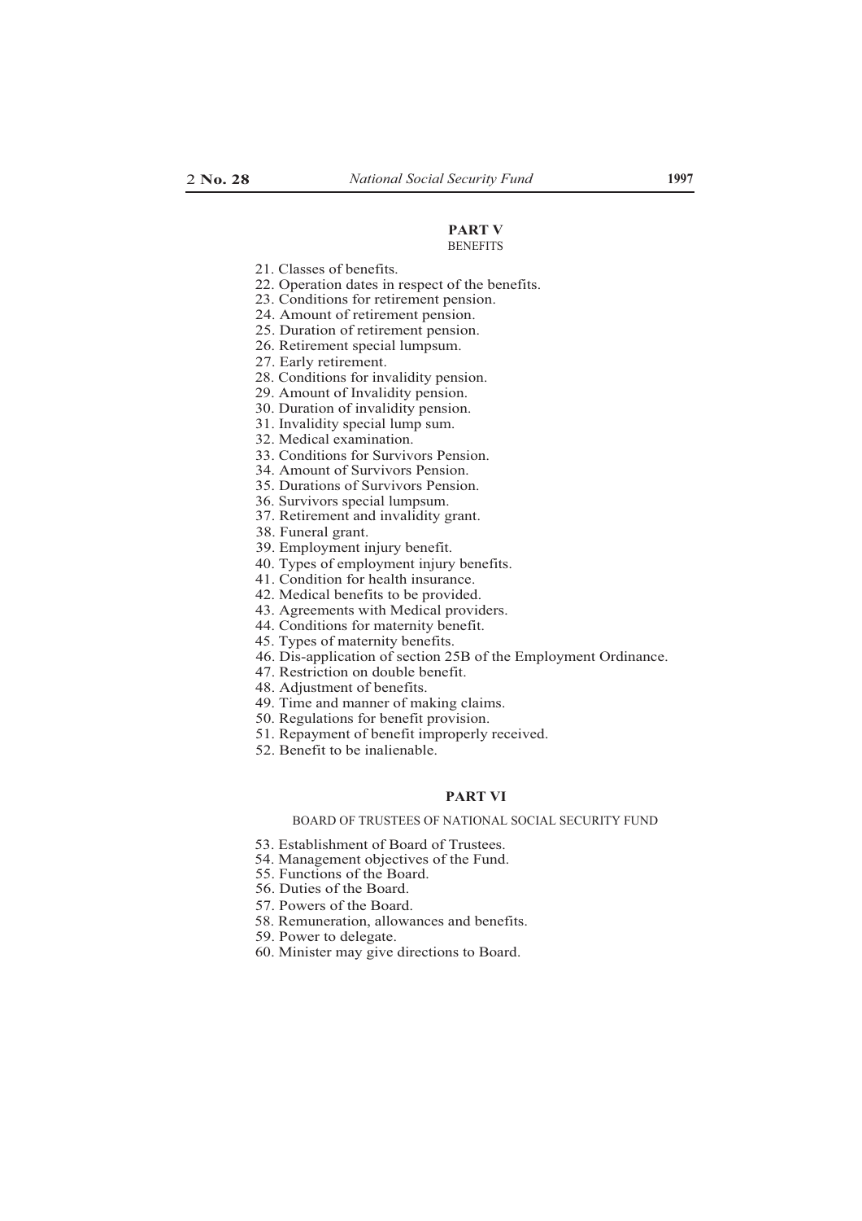## PART V
BENEFITS

21. Classes of benefits.
22. Operation dates in respect of the benefits.
23. Conditions for retirement pension.
24. Amount of retirement pension.
25. Duration of retirement pension.
26. Retirement special lumpsum.
27. Early retirement.
28. Conditions for invalidity pension.
29. Amount of Invalidity pension.
30. Duration of invalidity pension.
31. Invalidity special lump sum.
32. Medical examination.
33. Conditions for Survivors Pension.
34. Amount of Survivors Pension.
35. Durations of Survivors Pension.
36. Survivors special lumpsum.
37. Retirement and invalidity grant.
38. Funeral grant.
39. Employment injury benefit.
40. Types of employment injury benefits.
41. Condition for health insurance.
42. Medical benefits to be provided.
43. Agreements with Medical providers.
44. Conditions for maternity benefit.
45. Types of maternity benefits.
46. Dis-application of section 25B of the Employment Ordinance.
47. Restriction on double benefit.
48. Adjustment of benefits.
49. Time and manner of making claims.
50. Regulations for benefit provision.
51. Repayment of benefit improperly received.
52. Benefit to be inalienable.

## PART VI
BOARD OF TRUSTEES OF NATIONAL SOCIAL SECURITY FUND

53. Establishment of Board of Trustees.
54. Management objectives of the Fund.
55. Functions of the Board.
56. Duties of the Board.
57. Powers of the Board.
58. Remuneration, allowances and benefits.
59. Power to delegate.
60. Minister may give directions to Board.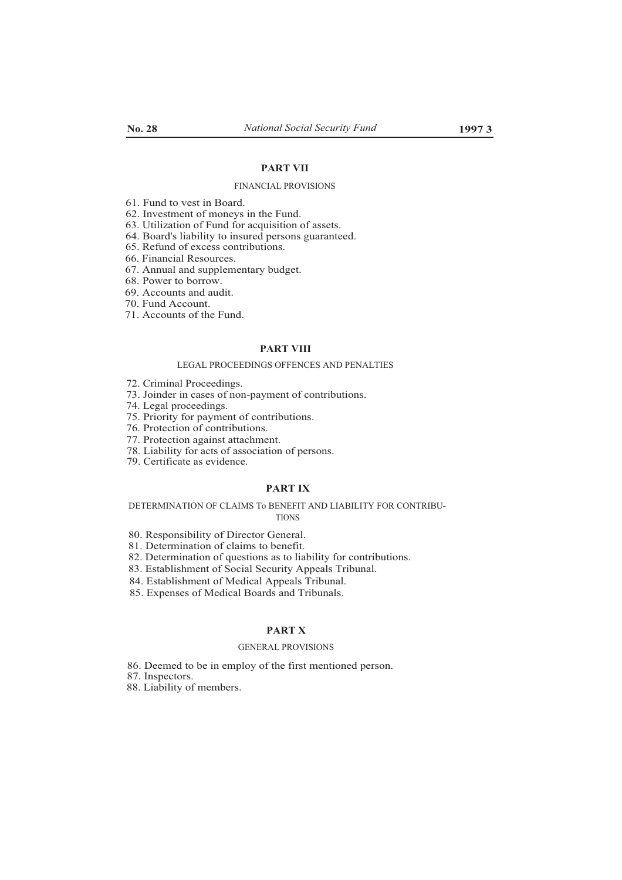## PART VII

FINANCIAL PROVISIONS

61. Fund to vest in Board.
62. Investment of moneys in the Fund.
63. Utilization of Fund for acquisition of assets.
64. Board's liability to insured persons guaranteed.
65. Refund of excess contributions.
66. Financial Resources.
67. Annual and supplementary budget.
68. Power to borrow.
69. Accounts and audit.
70. Fund Account.
71. Accounts of the Fund.

## PART VIII

LEGAL PROCEEDINGS OFFENCES AND PENALTIES

72. Criminal Proceedings.
73. Joinder in cases of non-payment of contributions.
74. Legal proceedings.
75. Priority for payment of contributions.
76. Protection of contributions.
77. Protection against attachment.
78. Liability for acts of association of persons.
79. Certificate as evidence.

## PART IX

DETERMINATION OF CLAIMS To BENEFIT AND LIABILITY FOR CONTRIBUTIONS

80. Responsibility of Director General.
81. Determination of claims to benefit.
82. Determination of questions as to liability for contributions.
83. Establishment of Social Security Appeals Tribunal.
84. Establishment of Medical Appeals Tribunal.
85. Expenses of Medical Boards and Tribunals.

## PART X

GENERAL PROVISIONS

86. Deemed to be in employ of the first mentioned person.
87. Inspectors.
88. Liability of members.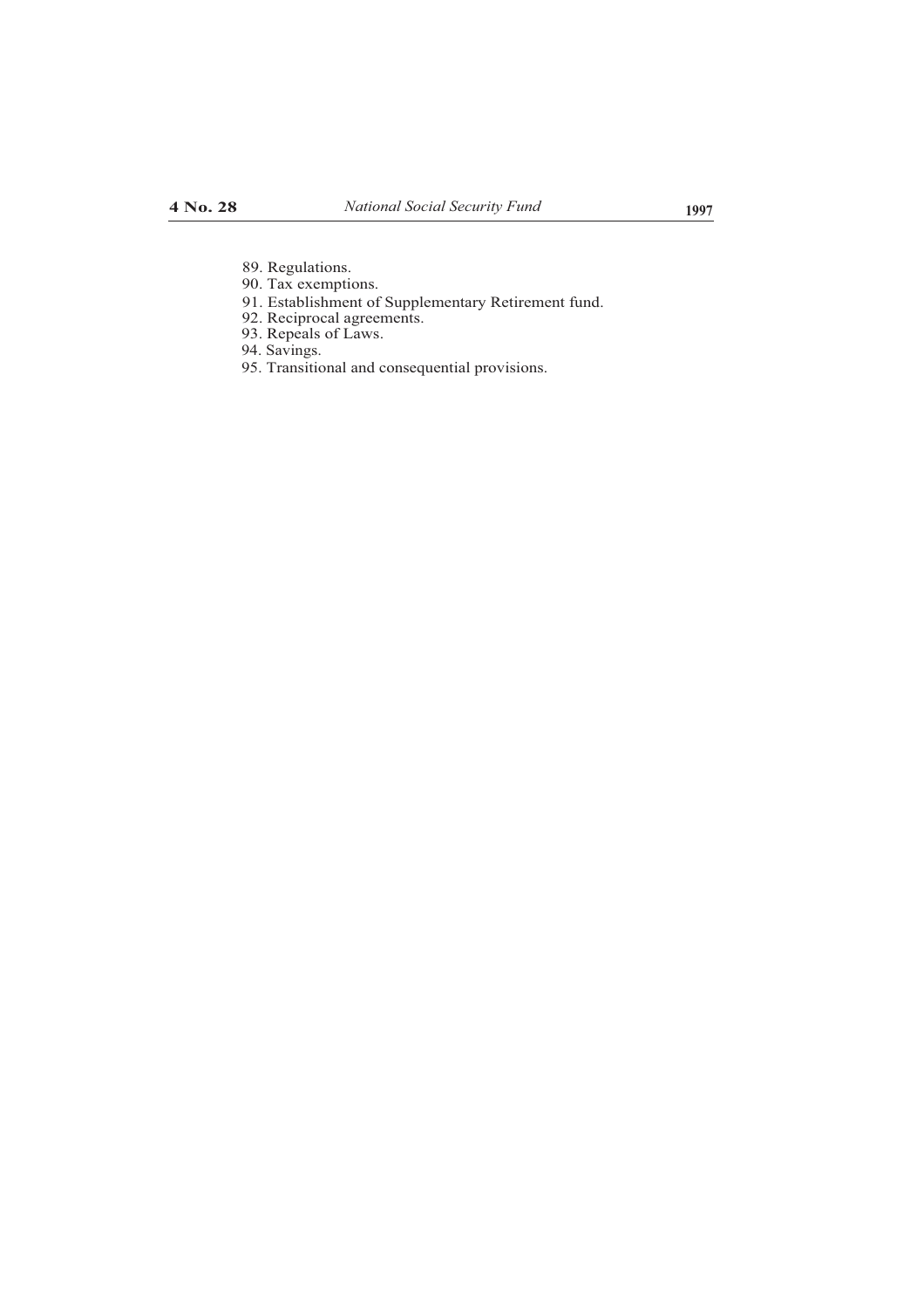89. Regulations.
90. Tax exemptions.
91. Establishment of Supplementary Retirement fund.
92. Reciprocal agreements.
93. Repeals of Laws.
94. Savings.
95. Transitional and consequential provisions.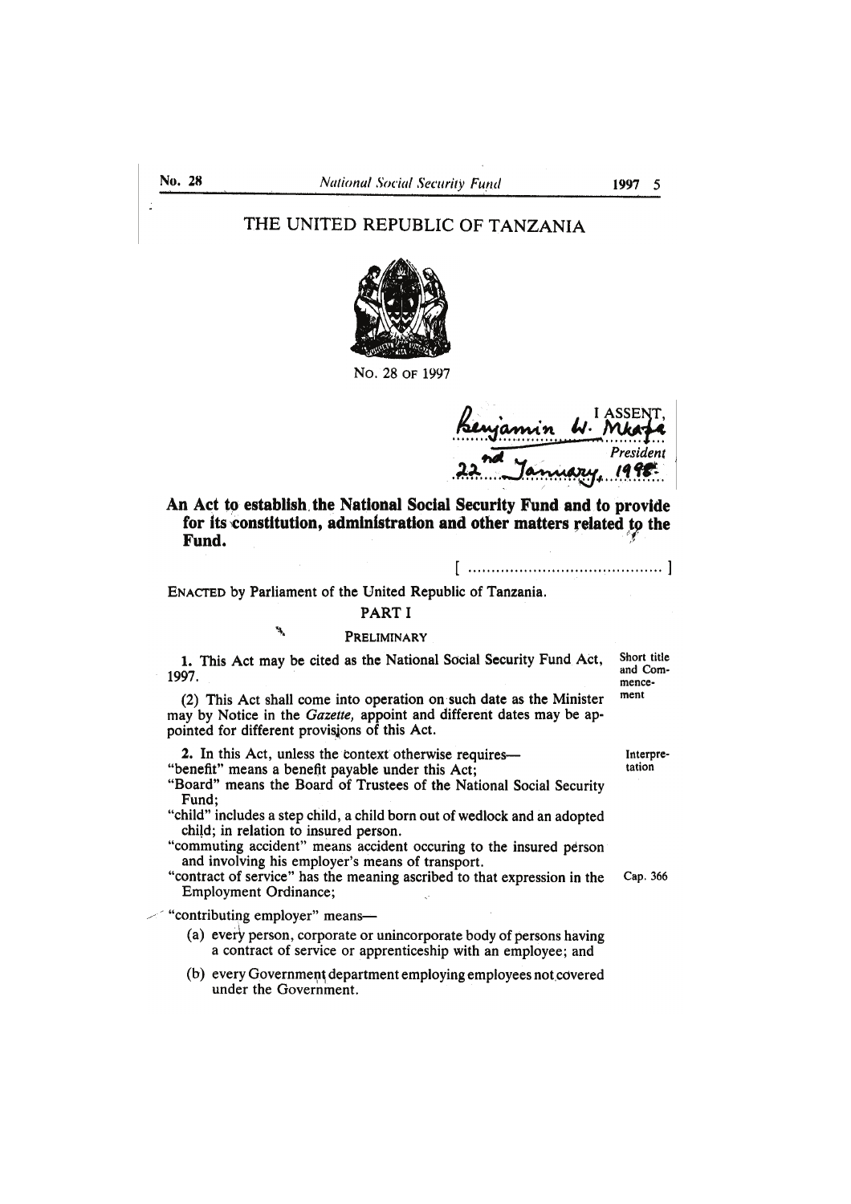# THE UNITED REPUBLIC OF TANZANIA

No. 28 of 1997

I ASSENT,
Benjamin W. Mkapa
*President*
22nd January, 1998

**An Act to establish the National Social Security Fund and to provide for its constitution, administration and other matters related to the Fund.**

[ .......................................... ]

ENACTED by Parliament of the United Republic of Tanzania.

## PART I

### PRELIMINARY

**1.** This Act may be cited as the National Social Security Fund Act, 1997. *(Short title and Commencement)*

(2) This Act shall come into operation on such date as the Minister may by Notice in the *Gazette*, appoint and different dates may be appointed for different provisions of this Act.

**2.** In this Act, unless the context otherwise requires— *(Interpretation)*

"benefit" means a benefit payable under this Act;

"Board" means the Board of Trustees of the National Social Security Fund;

"child" includes a step child, a child born out of wedlock and an adopted child; in relation to insured person.

"commuting accident" means accident occuring to the insured person and involving his employer's means of transport.

"contract of service" has the meaning ascribed to that expression in the Employment Ordinance; *(Cap. 366)*

"contributing employer" means—

(a) every person, corporate or unincorporate body of persons having a contract of service or apprenticeship with an employee; and

(b) every Government department employing employees not covered under the Government.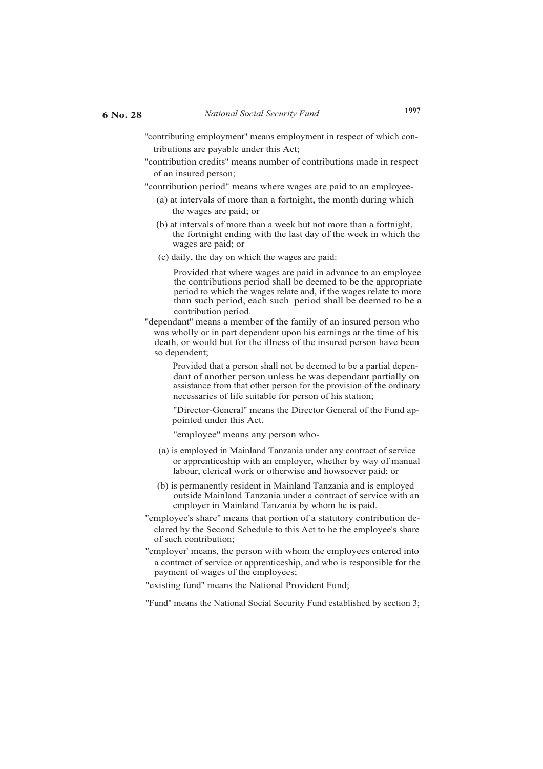"contributing employment" means employment in respect of which contributions are payable under this Act;

"contribution credits" means number of contributions made in respect of an insured person;

"contribution period" means where wages are paid to an employee-

(a) at intervals of more than a fortnight, the month during which the wages are paid; or

(b) at intervals of more than a week but not more than a fortnight, the fortnight ending with the last day of the week in which the wages are paid; or

(c) daily, the day on which the wages are paid:

Provided that where wages are paid in advance to an employee the contributions period shall be deemed to be the appropriate period to which the wages relate and, if the wages relate to more than such period, each such period shall be deemed to be a contribution period.

"dependant" means a member of the family of an insured person who was wholly or in part dependent upon his earnings at the time of his death, or would but for the illness of the insured person have been so dependent;

Provided that a person shall not be deemed to be a partial dependant of another person unless he was dependant partially on assistance from that other person for the provision of the ordinary necessaries of life suitable for person of his station;

"Director-General" means the Director General of the Fund appointed under this Act.

"employee" means any person who-

(a) is employed in Mainland Tanzania under any contract of service or apprenticeship with an employer, whether by way of manual labour, clerical work or otherwise and howsoever paid; or

(b) is permanently resident in Mainland Tanzania and is employed outside Mainland Tanzania under a contract of service with an employer in Mainland Tanzania by whom he is paid.

"employee's share" means that portion of a statutory contribution declared by the Second Schedule to this Act to he the employee's share of such contribution;

"employer' means, the person with whom the employees entered into a contract of service or apprenticeship, and who is responsible for the payment of wages of the employees;

"existing fund" means the National Provident Fund;

"Fund" means the National Social Security Fund established by section 3;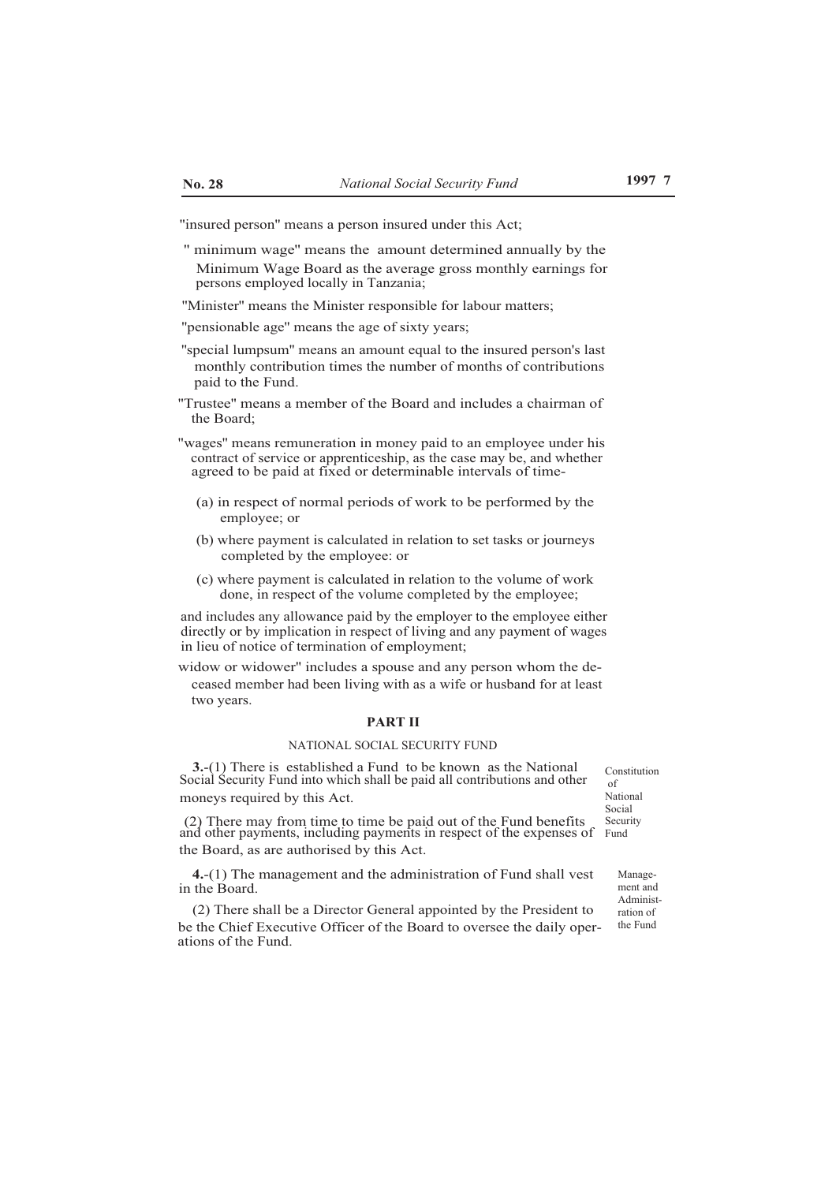"insured person" means a person insured under this Act;

" minimum wage" means the amount determined annually by the Minimum Wage Board as the average gross monthly earnings for persons employed locally in Tanzania;

"Minister" means the Minister responsible for labour matters;

"pensionable age" means the age of sixty years;

"special lumpsum" means an amount equal to the insured person's last monthly contribution times the number of months of contributions paid to the Fund.

"Trustee" means a member of the Board and includes a chairman of the Board;

"wages" means remuneration in money paid to an employee under his contract of service or apprenticeship, as the case may be, and whether agreed to be paid at fixed or determinable intervals of time-

(a) in respect of normal periods of work to be performed by the employee; or

(b) where payment is calculated in relation to set tasks or journeys completed by the employee: or

(c) where payment is calculated in relation to the volume of work done, in respect of the volume completed by the employee;

and includes any allowance paid by the employer to the employee either directly or by implication in respect of living and any payment of wages in lieu of notice of termination of employment;

widow or widower" includes a spouse and any person whom the deceased member had been living with as a wife or husband for at least two years.

## PART II

### NATIONAL SOCIAL SECURITY FUND

Constitution of National Social Security Fund

**3.**-(1) There is established a Fund to be known as the National Social Security Fund into which shall be paid all contributions and other moneys required by this Act.

(2) There may from time to time be paid out of the Fund benefits and other payments, including payments in respect of the expenses of the Board, as are authorised by this Act.

Management and Administration of the Fund

**4.**-(1) The management and the administration of Fund shall vest in the Board.

(2) There shall be a Director General appointed by the President to be the Chief Executive Officer of the Board to oversee the daily operations of the Fund.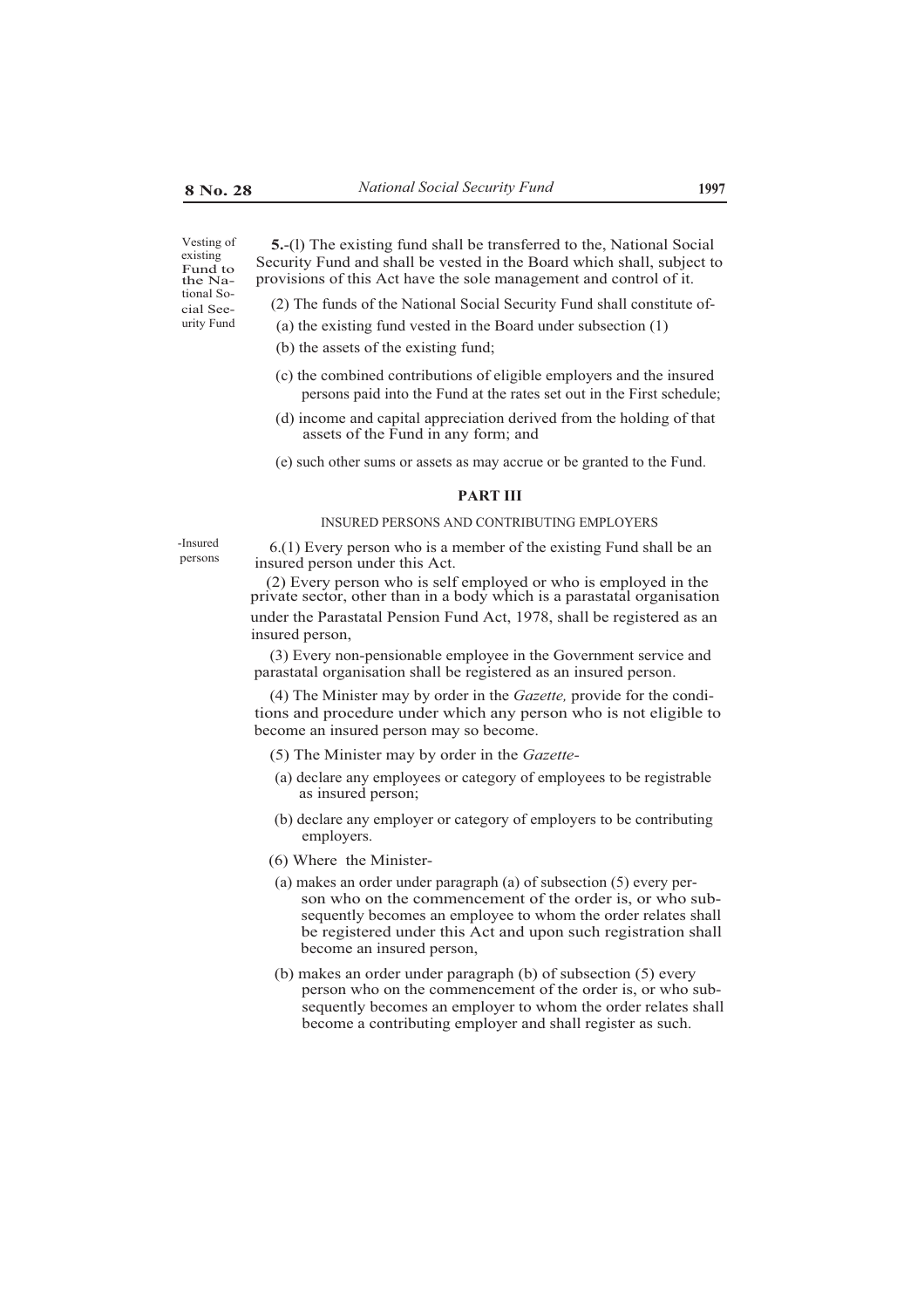Vesting of existing Fund to the National Social Seeurity Fund

**5.**-(l) The existing fund shall be transferred to the, National Social Security Fund and shall be vested in the Board which shall, subject to provisions of this Act have the sole management and control of it.

(2) The funds of the National Social Security Fund shall constitute of-

(a) the existing fund vested in the Board under subsection (1)

(b) the assets of the existing fund;

(c) the combined contributions of eligible employers and the insured persons paid into the Fund at the rates set out in the First schedule;

(d) income and capital appreciation derived from the holding of that assets of the Fund in any form; and

(e) such other sums or assets as may accrue or be granted to the Fund.

## PART III

### INSURED PERSONS AND CONTRIBUTING EMPLOYERS

-Insured persons

6.(1) Every person who is a member of the existing Fund shall be an insured person under this Act.

(2) Every person who is self employed or who is employed in the private sector, other than in a body which is a parastatal organisation under the Parastatal Pension Fund Act, 1978, shall be registered as an insured person,

(3) Every non-pensionable employee in the Government service and parastatal organisation shall be registered as an insured person.

(4) The Minister may by order in the *Gazette,* provide for the conditions and procedure under which any person who is not eligible to become an insured person may so become.

(5) The Minister may by order in the *Gazette*-

(a) declare any employees or category of employees to be registrable as insured person;

(b) declare any employer or category of employers to be contributing employers.

(6) Where the Minister-

(a) makes an order under paragraph (a) of subsection (5) every person who on the commencement of the order is, or who subsequently becomes an employee to whom the order relates shall be registered under this Act and upon such registration shall become an insured person,

(b) makes an order under paragraph (b) of subsection (5) every person who on the commencement of the order is, or who subsequently becomes an employer to whom the order relates shall become a contributing employer and shall register as such.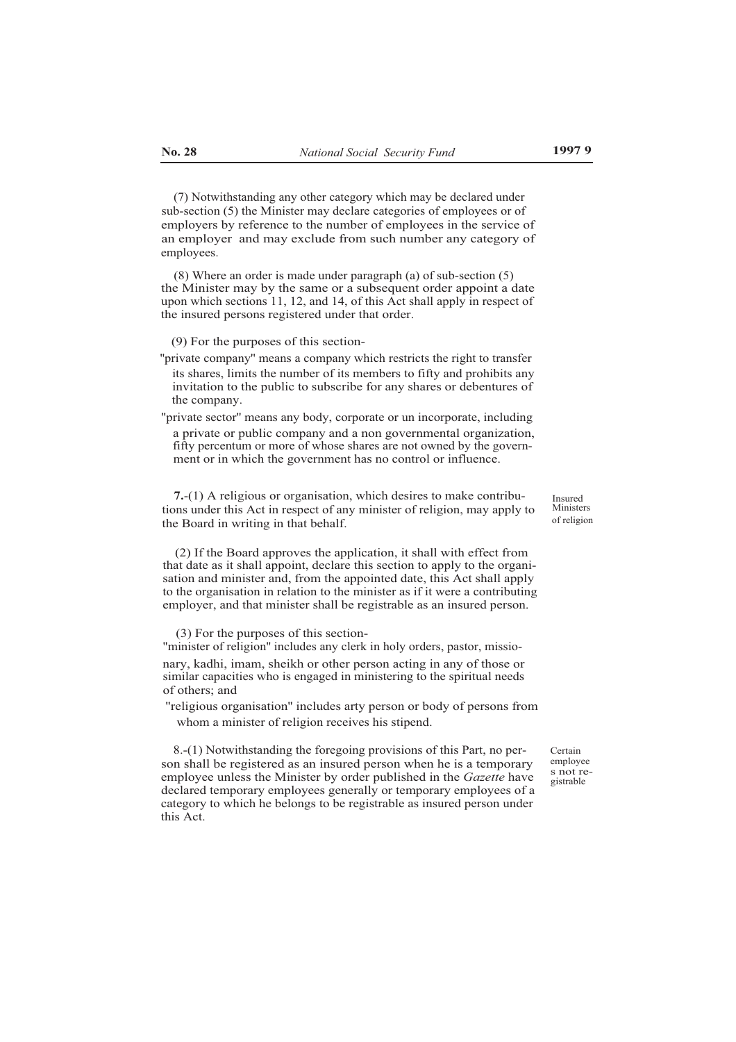(7) Notwithstanding any other category which may be declared under sub-section (5) the Minister may declare categories of employees or of employers by reference to the number of employees in the service of an employer and may exclude from such number any category of employees.

(8) Where an order is made under paragraph (a) of sub-section (5) the Minister may by the same or a subsequent order appoint a date upon which sections 11, 12, and 14, of this Act shall apply in respect of the insured persons registered under that order.

(9) For the purposes of this section-

"private company" means a company which restricts the right to transfer its shares, limits the number of its members to fifty and prohibits any invitation to the public to subscribe for any shares or debentures of the company.

"private sector" means any body, corporate or un incorporate, including a private or public company and a non governmental organization, fifty percentum or more of whose shares are not owned by the government or in which the government has no control or influence.

Insured Ministers of religion

**7.**-(1) A religious or organisation, which desires to make contributions under this Act in respect of any minister of religion, may apply to the Board in writing in that behalf.

(2) If the Board approves the application, it shall with effect from that date as it shall appoint, declare this section to apply to the organisation and minister and, from the appointed date, this Act shall apply to the organisation in relation to the minister as if it were a contributing employer, and that minister shall be registrable as an insured person.

(3) For the purposes of this section-

"minister of religion" includes any clerk in holy orders, pastor, missionary, kadhi, imam, sheikh or other person acting in any of those or similar capacities who is engaged in ministering to the spiritual needs of others; and

"religious organisation" includes arty person or body of persons from whom a minister of religion receives his stipend.

Certain employees not registrable

8.-(1) Notwithstanding the foregoing provisions of this Part, no person shall be registered as an insured person when he is a temporary employee unless the Minister by order published in the *Gazette* have declared temporary employees generally or temporary employees of a category to which he belongs to be registrable as insured person under this Act.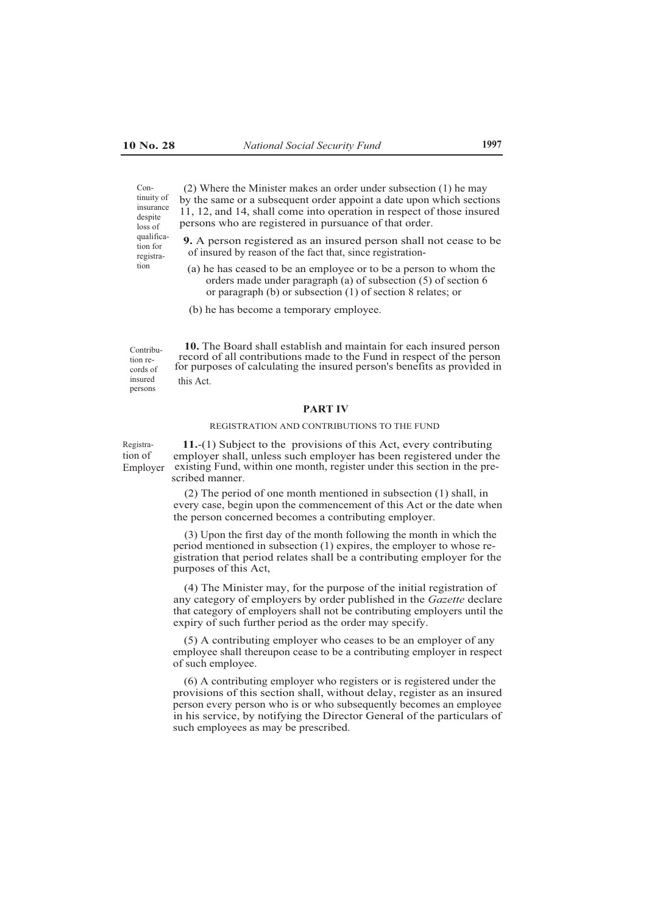(2) Where the Minister makes an order under subsection (1) he may by the same or a subsequent order appoint a date upon which sections 11, 12, and 14, shall come into operation in respect of those insured persons who are registered in pursuance of that order.

Continuity of insurance despite loss of qualification for registration

**9.** A person registered as an insured person shall not cease to be of insured by reason of the fact that, since registration-

(a) he has ceased to be an employee or to be a person to whom the orders made under paragraph (a) of subsection (5) of section 6 or paragraph (b) or subsection (1) of section 8 relates; or

(b) he has become a temporary employee.

Contribution records of insured persons

**10.** The Board shall establish and maintain for each insured person record of all contributions made to the Fund in respect of the person for purposes of calculating the insured person's benefits as provided in this Act.

## PART IV

### REGISTRATION AND CONTRIBUTIONS TO THE FUND

Registration of Employer

**11.**-(1) Subject to the provisions of this Act, every contributing employer shall, unless such employer has been registered under the existing Fund, within one month, register under this section in the prescribed manner.

(2) The period of one month mentioned in subsection (1) shall, in every case, begin upon the commencement of this Act or the date when the person concerned becomes a contributing employer.

(3) Upon the first day of the month following the month in which the period mentioned in subsection (1) expires, the employer to whose registration that period relates shall be a contributing employer for the purposes of this Act,

(4) The Minister may, for the purpose of the initial registration of any category of employers by order published in the *Gazette* declare that category of employers shall not be contributing employers until the expiry of such further period as the order may specify.

(5) A contributing employer who ceases to be an employer of any employee shall thereupon cease to be a contributing employer in respect of such employee.

(6) A contributing employer who registers or is registered under the provisions of this section shall, without delay, register as an insured person every person who is or who subsequently becomes an employee in his service, by notifying the Director General of the particulars of such employees as may be prescribed.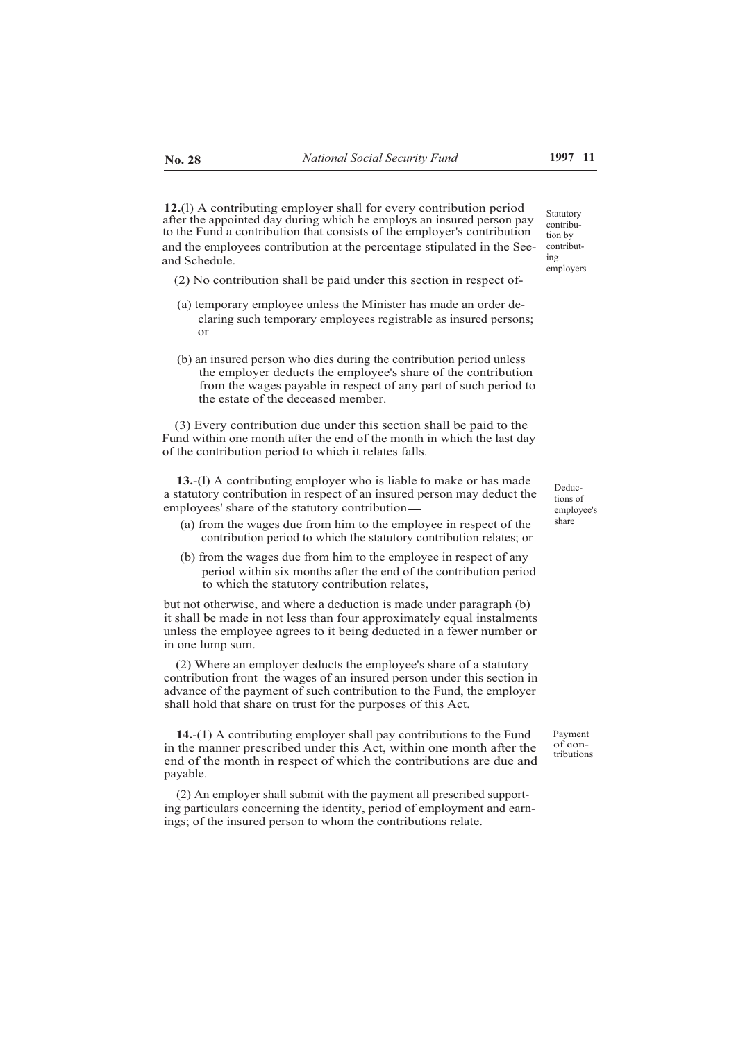**12.**(l) A contributing employer shall for every contribution period after the appointed day during which he employs an insured person pay to the Fund a contribution that consists of the employer's contribution and the employees contribution at the percentage stipulated in the See- and Schedule.

Statutory contribution by contributing employers

(2) No contribution shall be paid under this section in respect of-

(a) temporary employee unless the Minister has made an order declaring such temporary employees registrable as insured persons; or

(b) an insured person who dies during the contribution period unless the employer deducts the employee's share of the contribution from the wages payable in respect of any part of such period to the estate of the deceased member.

(3) Every contribution due under this section shall be paid to the Fund within one month after the end of the month in which the last day of the contribution period to which it relates falls.

**13.**-(l) A contributing employer who is liable to make or has made a statutory contribution in respect of an insured person may deduct the employees' share of the statutory contribution—

Deductions of employee's share

(a) from the wages due from him to the employee in respect of the contribution period to which the statutory contribution relates; or

(b) from the wages due from him to the employee in respect of any period within six months after the end of the contribution period to which the statutory contribution relates,

but not otherwise, and where a deduction is made under paragraph (b) it shall be made in not less than four approximately equal instalments unless the employee agrees to it being deducted in a fewer number or in one lump sum.

(2) Where an employer deducts the employee's share of a statutory contribution front the wages of an insured person under this section in advance of the payment of such contribution to the Fund, the employer shall hold that share on trust for the purposes of this Act.

**14.**-(1) A contributing employer shall pay contributions to the Fund in the manner prescribed under this Act, within one month after the end of the month in respect of which the contributions are due and payable.

Payment of contributions

(2) An employer shall submit with the payment all prescribed supporting particulars concerning the identity, period of employment and earnings; of the insured person to whom the contributions relate.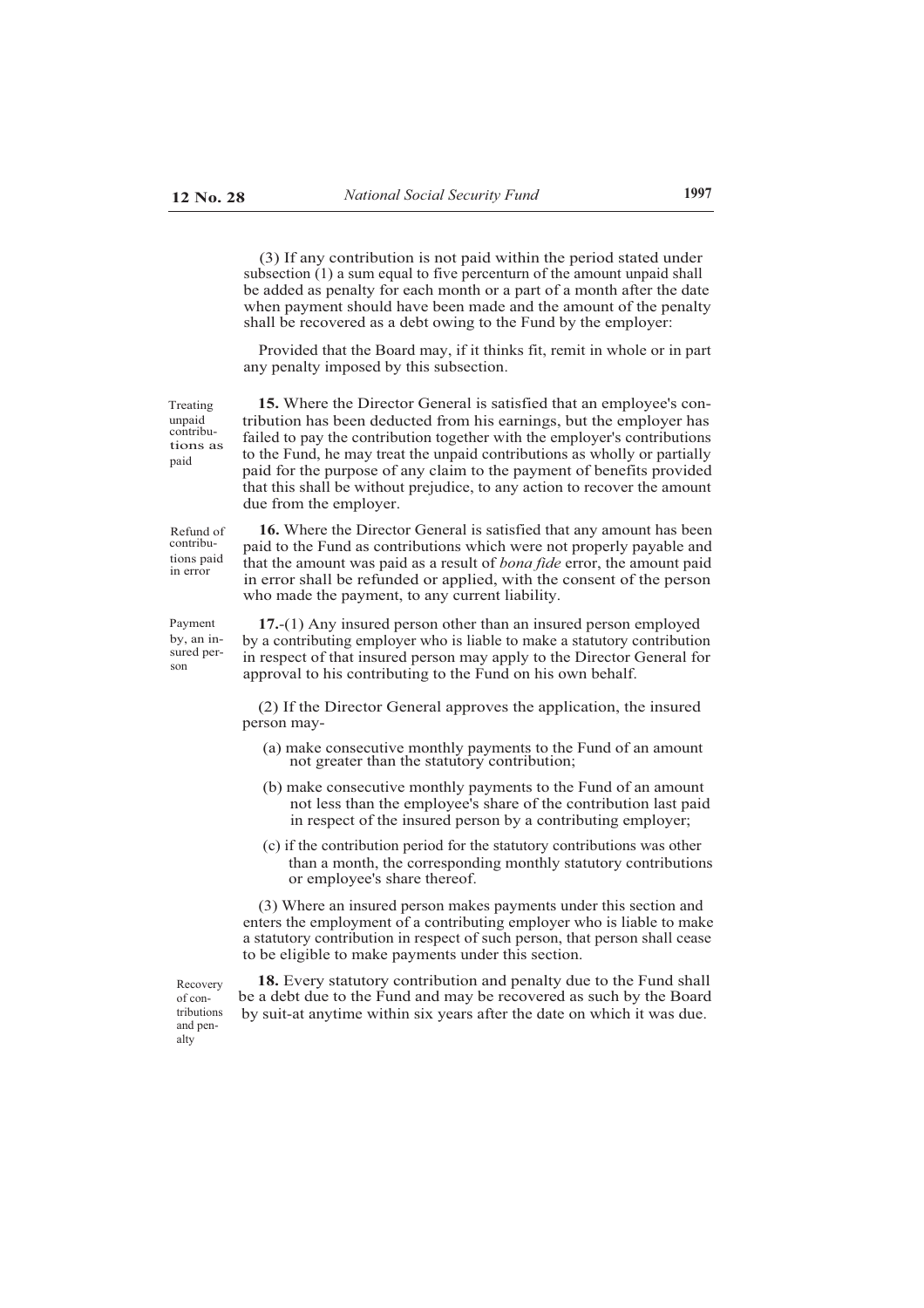(3) If any contribution is not paid within the period stated under subsection (1) a sum equal to five percenturn of the amount unpaid shall be added as penalty for each month or a part of a month after the date when payment should have been made and the amount of the penalty shall be recovered as a debt owing to the Fund by the employer:

Provided that the Board may, if it thinks fit, remit in whole or in part any penalty imposed by this subsection.

Treating unpaid contributions as paid

**15.** Where the Director General is satisfied that an employee's contribution has been deducted from his earnings, but the employer has failed to pay the contribution together with the employer's contributions to the Fund, he may treat the unpaid contributions as wholly or partially paid for the purpose of any claim to the payment of benefits provided that this shall be without prejudice, to any action to recover the amount due from the employer.

Refund of contributions paid in error

**16.** Where the Director General is satisfied that any amount has been paid to the Fund as contributions which were not properly payable and that the amount was paid as a result of *bona fide* error, the amount paid in error shall be refunded or applied, with the consent of the person who made the payment, to any current liability.

Payment by, an insured person

**17.**-(1) Any insured person other than an insured person employed by a contributing employer who is liable to make a statutory contribution in respect of that insured person may apply to the Director General for approval to his contributing to the Fund on his own behalf.

(2) If the Director General approves the application, the insured person may-

(a) make consecutive monthly payments to the Fund of an amount not greater than the statutory contribution;

(b) make consecutive monthly payments to the Fund of an amount not less than the employee's share of the contribution last paid in respect of the insured person by a contributing employer;

(c) if the contribution period for the statutory contributions was other than a month, the corresponding monthly statutory contributions or employee's share thereof.

(3) Where an insured person makes payments under this section and enters the employment of a contributing employer who is liable to make a statutory contribution in respect of such person, that person shall cease to be eligible to make payments under this section.

Recovery of contributions and penalty

**18.** Every statutory contribution and penalty due to the Fund shall be a debt due to the Fund and may be recovered as such by the Board by suit-at anytime within six years after the date on which it was due.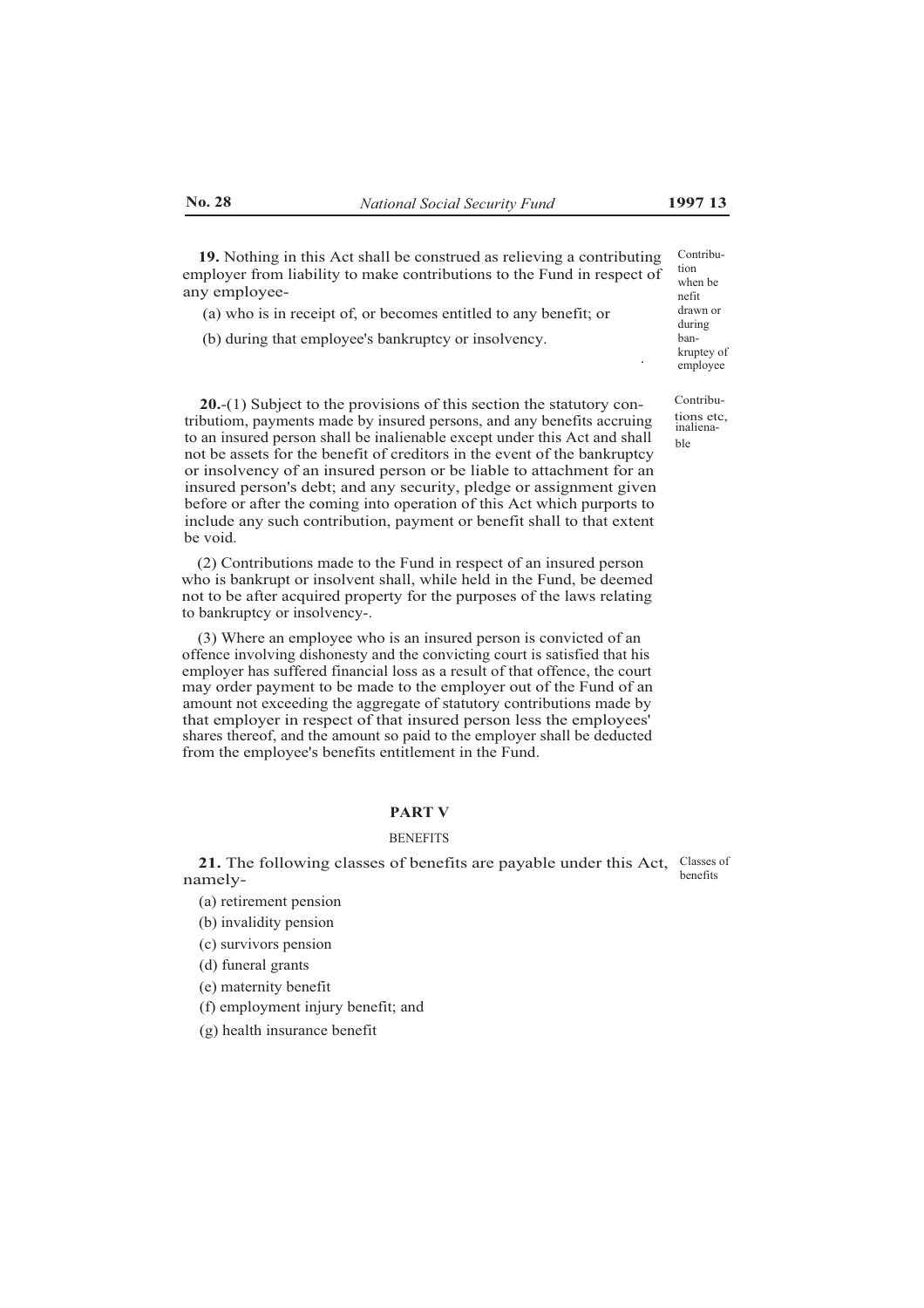**19.** Nothing in this Act shall be construed as relieving a contributing employer from liability to make contributions to the Fund in respect of any employee-

Contribution when benefit drawn or during bankruptcy of employee

(a) who is in receipt of, or becomes entitled to any benefit; or

(b) during that employee's bankruptcy or insolvency.

**20.**-(1) Subject to the provisions of this section the statutory contributiom, payments made by insured persons, and any benefits accruing to an insured person shall be inalienable except under this Act and shall not be assets for the benefit of creditors in the event of the bankruptcy or insolvency of an insured person or be liable to attachment for an insured person's debt; and any security, pledge or assignment given before or after the coming into operation of this Act which purports to include any such contribution, payment or benefit shall to that extent be void.

Contributions etc, inalienable

(2) Contributions made to the Fund in respect of an insured person who is bankrupt or insolvent shall, while held in the Fund, be deemed not to be after acquired property for the purposes of the laws relating to bankruptcy or insolvency-.

(3) Where an employee who is an insured person is convicted of an offence involving dishonesty and the convicting court is satisfied that his employer has suffered financial loss as a result of that offence, the court may order payment to be made to the employer out of the Fund of an amount not exceeding the aggregate of statutory contributions made by that employer in respect of that insured person less the employees' shares thereof, and the amount so paid to the employer shall be deducted from the employee's benefits entitlement in the Fund.

## PART V

### BENEFITS

**21.** The following classes of benefits are payable under this Act, namely-

Classes of benefits

(a) retirement pension

(b) invalidity pension

(c) survivors pension

(d) funeral grants

(e) maternity benefit

(f) employment injury benefit; and

(g) health insurance benefit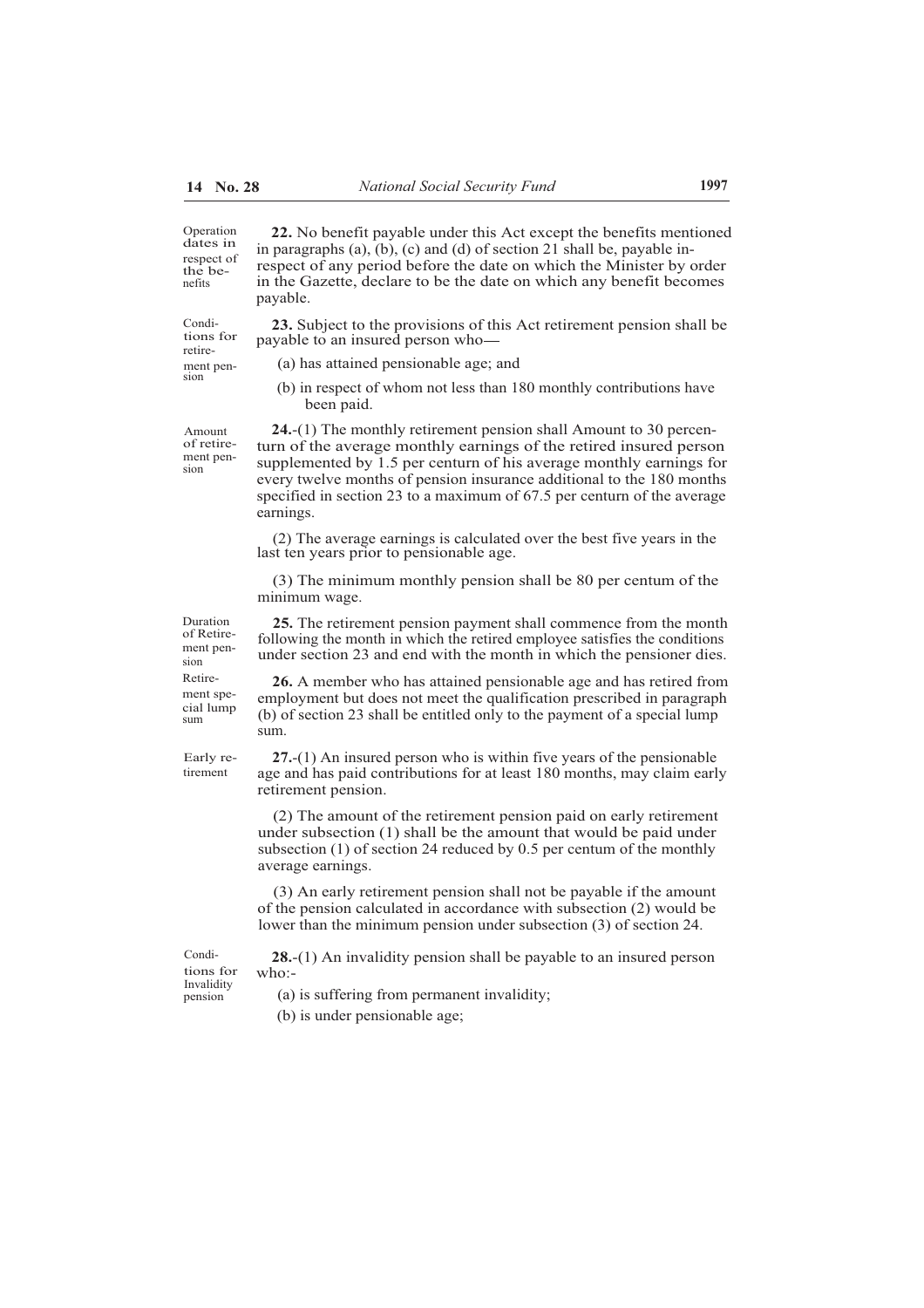**22.** No benefit payable under this Act except the benefits mentioned in paragraphs (a), (b), (c) and (d) of section 21 shall be, payable in-respect of any period before the date on which the Minister by order in the Gazette, declare to be the date on which any benefit becomes payable.

Operation dates in respect of the benefits

**23.** Subject to the provisions of this Act retirement pension shall be payable to an insured person who—

Conditions for retirement pension

(a) has attained pensionable age; and

(b) in respect of whom not less than 180 monthly contributions have been paid.

**24.**-(1) The monthly retirement pension shall Amount to 30 percenturn of the average monthly earnings of the retired insured person supplemented by 1.5 per centurn of his average monthly earnings for every twelve months of pension insurance additional to the 180 months specified in section 23 to a maximum of 67.5 per centurn of the average earnings.

Amount of retirement pension

(2) The average earnings is calculated over the best five years in the last ten years prior to pensionable age.

(3) The minimum monthly pension shall be 80 per centum of the minimum wage.

**25.** The retirement pension payment shall commence from the month following the month in which the retired employee satisfies the conditions under section 23 and end with the month in which the pensioner dies.

Duration of Retirement pension

**26.** A member who has attained pensionable age and has retired from employment but does not meet the qualification prescribed in paragraph (b) of section 23 shall be entitled only to the payment of a special lump sum.

Retirement special lump sum

**27.**-(1) An insured person who is within five years of the pensionable age and has paid contributions for at least 180 months, may claim early retirement pension.

Early retirement

(2) The amount of the retirement pension paid on early retirement under subsection (1) shall be the amount that would be paid under subsection (1) of section 24 reduced by 0.5 per centum of the monthly average earnings.

(3) An early retirement pension shall not be payable if the amount of the pension calculated in accordance with subsection (2) would be lower than the minimum pension under subsection (3) of section 24.

**28.**-(1) An invalidity pension shall be payable to an insured person who:-

Conditions for Invalidity pension

(a) is suffering from permanent invalidity;

(b) is under pensionable age;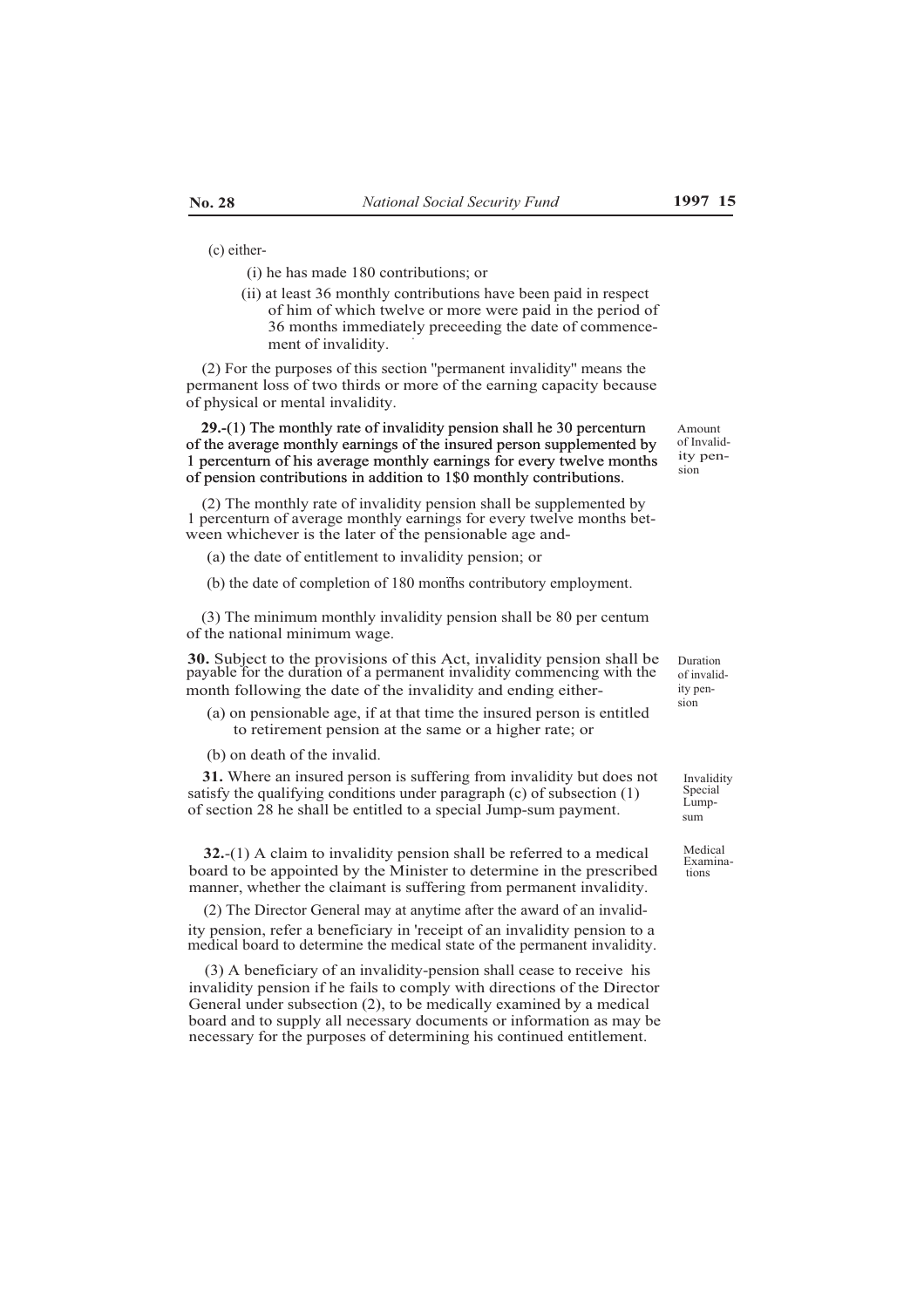(c) either-

(i) he has made 180 contributions; or

(ii) at least 36 monthly contributions have been paid in respect of him of which twelve or more were paid in the period of 36 months immediately preceeding the date of commencement of invalidity.

(2) For the purposes of this section "permanent invalidity" means the permanent loss of two thirds or more of the earning capacity because of physical or mental invalidity.

Amount of Invalidity pension

**29.**-(1) The monthly rate of invalidity pension shall he 30 percenturn of the average monthly earnings of the insured person supplemented by 1 percenturn of his average monthly earnings for every twelve months of pension contributions in addition to 1$0 monthly contributions.

(2) The monthly rate of invalidity pension shall be supplemented by 1 percenturn of average monthly earnings for every twelve months between whichever is the later of the pensionable age and-

(a) the date of entitlement to invalidity pension; or

(b) the date of completion of 180 months contributory employment.

(3) The minimum monthly invalidity pension shall be 80 per centum of the national minimum wage.

Duration of invalidity pension

**30.** Subject to the provisions of this Act, invalidity pension shall be payable for the duration of a permanent invalidity commencing with the month following the date of the invalidity and ending either-

(a) on pensionable age, if at that time the insured person is entitled to retirement pension at the same or a higher rate; or

(b) on death of the invalid.

Invalidity Special Lump-sum

**31.** Where an insured person is suffering from invalidity but does not satisfy the qualifying conditions under paragraph (c) of subsection (1) of section 28 he shall be entitled to a special Jump-sum payment.

Medical Examinations

**32.**-(1) A claim to invalidity pension shall be referred to a medical board to be appointed by the Minister to determine in the prescribed manner, whether the claimant is suffering from permanent invalidity.

(2) The Director General may at anytime after the award of an invalidity pension, refer a beneficiary in 'receipt of an invalidity pension to a medical board to determine the medical state of the permanent invalidity.

(3) A beneficiary of an invalidity-pension shall cease to receive his invalidity pension if he fails to comply with directions of the Director General under subsection (2), to be medically examined by a medical board and to supply all necessary documents or information as may be necessary for the purposes of determining his continued entitlement.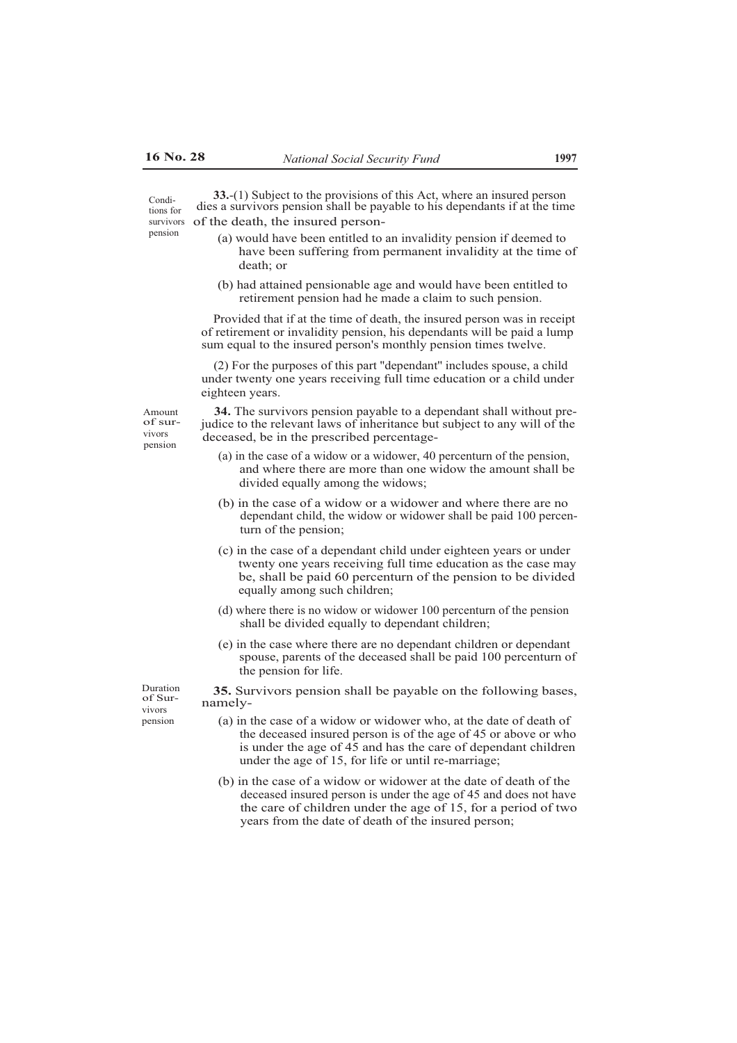Conditions for survivors pension

**33.**-(1) Subject to the provisions of this Act, where an insured person dies a survivors pension shall be payable to his dependants if at the time of the death, the insured person-

(a) would have been entitled to an invalidity pension if deemed to have been suffering from permanent invalidity at the time of death; or

(b) had attained pensionable age and would have been entitled to retirement pension had he made a claim to such pension.

Provided that if at the time of death, the insured person was in receipt of retirement or invalidity pension, his dependants will be paid a lump sum equal to the insured person's monthly pension times twelve.

(2) For the purposes of this part "dependant" includes spouse, a child under twenty one years receiving full time education or a child under eighteen years.

Amount of survivors pension

**34.** The survivors pension payable to a dependant shall without prejudice to the relevant laws of inheritance but subject to any will of the deceased, be in the prescribed percentage-

(a) in the case of a widow or a widower, 40 percenturn of the pension, and where there are more than one widow the amount shall be divided equally among the widows;

(b) in the case of a widow or a widower and where there are no dependant child, the widow or widower shall be paid 100 percenturn of the pension;

(c) in the case of a dependant child under eighteen years or under twenty one years receiving full time education as the case may be, shall be paid 60 percenturn of the pension to be divided equally among such children;

(d) where there is no widow or widower 100 percenturn of the pension shall be divided equally to dependant children;

(e) in the case where there are no dependant children or dependant spouse, parents of the deceased shall be paid 100 percenturn of the pension for life.

Duration of Survivors pension

**35.** Survivors pension shall be payable on the following bases, namely-

(a) in the case of a widow or widower who, at the date of death of the deceased insured person is of the age of 45 or above or who is under the age of 45 and has the care of dependant children under the age of 15, for life or until re-marriage;

(b) in the case of a widow or widower at the date of death of the deceased insured person is under the age of 45 and does not have the care of children under the age of 15, for a period of two years from the date of death of the insured person;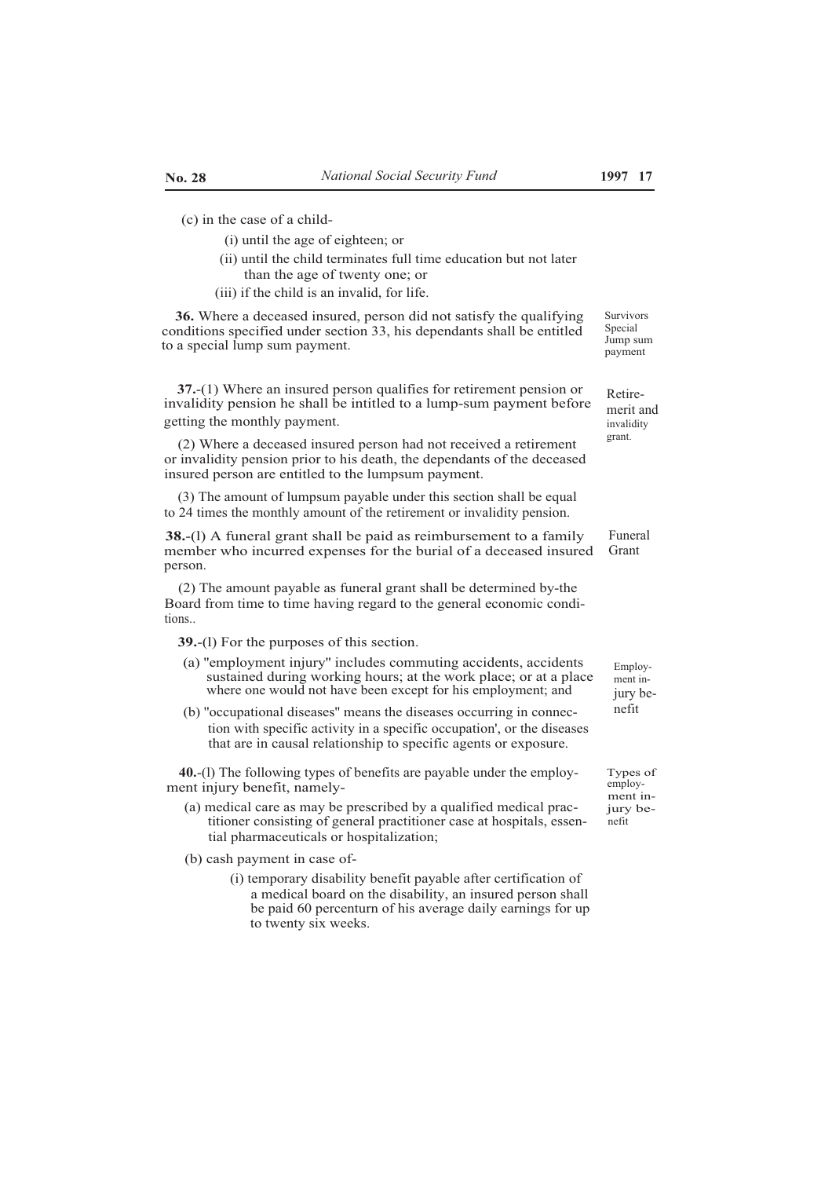(c) in the case of a child-

(i) until the age of eighteen; or

(ii) until the child terminates full time education but not later than the age of twenty one; or

(iii) if the child is an invalid, for life.

Survivors Special Jump sum payment

**36.** Where a deceased insured, person did not satisfy the qualifying conditions specified under section 33, his dependants shall be entitled to a special lump sum payment.

Retire-merit and invalidity grant.

**37.**-(1) Where an insured person qualifies for retirement pension or invalidity pension he shall be intitled to a lump-sum payment before getting the monthly payment.

(2) Where a deceased insured person had not received a retirement or invalidity pension prior to his death, the dependants of the deceased insured person are entitled to the lumpsum payment.

(3) The amount of lumpsum payable under this section shall be equal to 24 times the monthly amount of the retirement or invalidity pension.

Funeral Grant

**38.**-(l) A funeral grant shall be paid as reimbursement to a family member who incurred expenses for the burial of a deceased insured person.

(2) The amount payable as funeral grant shall be determined by-the Board from time to time having regard to the general economic conditions..

Employ-ment injury be-nefit

**39.**-(l) For the purposes of this section.

(a) "employment injury" includes commuting accidents, accidents sustained during working hours; at the work place; or at a place where one would not have been except for his employment; and

(b) "occupational diseases" means the diseases occurring in connection with specific activity in a specific occupation', or the diseases that are in causal relationship to specific agents or exposure.

Types of employ-ment in-jury be-nefit

**40.**-(l) The following types of benefits are payable under the employment injury benefit, namely-

(a) medical care as may be prescribed by a qualified medical practitioner consisting of general practitioner case at hospitals, essential pharmaceuticals or hospitalization;

(b) cash payment in case of-

(i) temporary disability benefit payable after certification of a medical board on the disability, an insured person shall be paid 60 percenturn of his average daily earnings for up to twenty six weeks.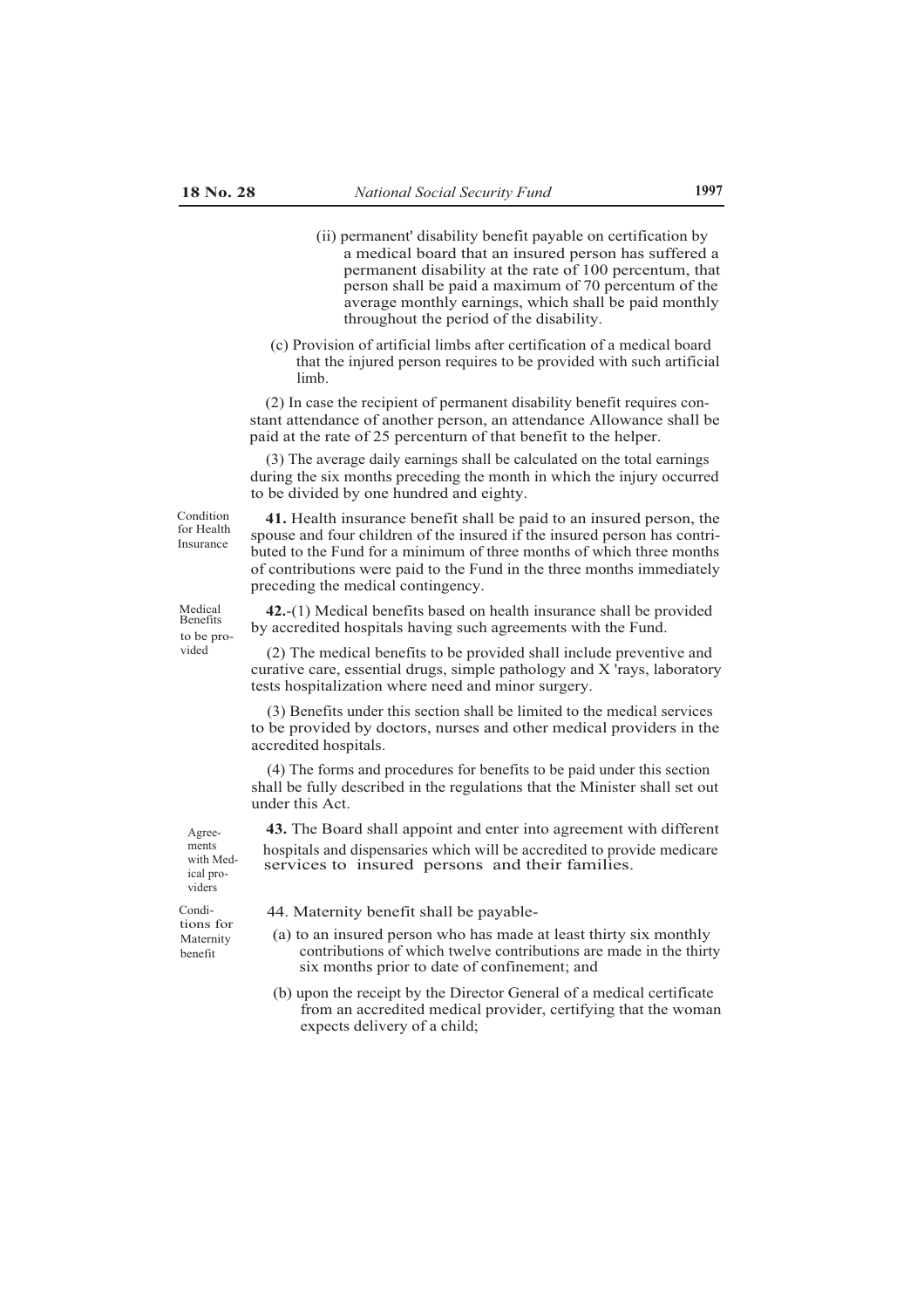(ii) permanent' disability benefit payable on certification by a medical board that an insured person has suffered a permanent disability at the rate of 100 percentum, that person shall be paid a maximum of 70 percentum of the average monthly earnings, which shall be paid monthly throughout the period of the disability.

(c) Provision of artificial limbs after certification of a medical board that the injured person requires to be provided with such artificial limb.

(2) In case the recipient of permanent disability benefit requires constant attendance of another person, an attendance Allowance shall be paid at the rate of 25 percenturn of that benefit to the helper.

(3) The average daily earnings shall be calculated on the total earnings during the six months preceding the month in which the injury occurred to be divided by one hundred and eighty.

Condition for Health Insurance

**41.** Health insurance benefit shall be paid to an insured person, the spouse and four children of the insured if the insured person has contributed to the Fund for a minimum of three months of which three months of contributions were paid to the Fund in the three months immediately preceding the medical contingency.

Medical Benefits to be provided

**42.**-(1) Medical benefits based on health insurance shall be provided by accredited hospitals having such agreements with the Fund.

(2) The medical benefits to be provided shall include preventive and curative care, essential drugs, simple pathology and X 'rays, laboratory tests hospitalization where need and minor surgery.

(3) Benefits under this section shall be limited to the medical services to be provided by doctors, nurses and other medical providers in the accredited hospitals.

(4) The forms and procedures for benefits to be paid under this section shall be fully described in the regulations that the Minister shall set out under this Act.

Agreements with Medical providers

**43.** The Board shall appoint and enter into agreement with different hospitals and dispensaries which will be accredited to provide medicare services to insured persons and their families.

Conditions for Maternity benefit

44. Maternity benefit shall be payable-

(a) to an insured person who has made at least thirty six monthly contributions of which twelve contributions are made in the thirty six months prior to date of confinement; and

(b) upon the receipt by the Director General of a medical certificate from an accredited medical provider, certifying that the woman expects delivery of a child;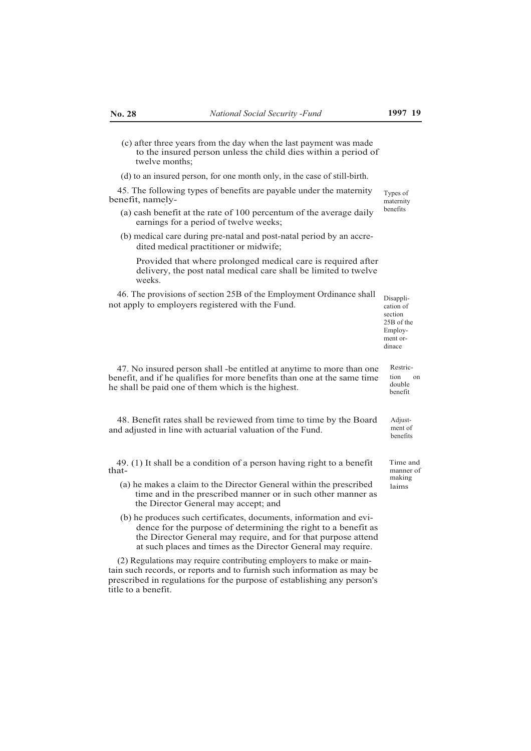(c) after three years from the day when the last payment was made to the insured person unless the child dies within a period of twelve months;

(d) to an insured person, for one month only, in the case of still-birth.

**Types of maternity benefits**

45. The following types of benefits are payable under the maternity benefit, namely-

(a) cash benefit at the rate of 100 percentum of the average daily earnings for a period of twelve weeks;

(b) medical care during pre-natal and post-natal period by an accredited medical practitioner or midwife;

Provided that where prolonged medical care is required after delivery, the post natal medical care shall be limited to twelve weeks.

**Disapplication of section 25B of the Employment ordinace**

46. The provisions of section 25B of the Employment Ordinance shall not apply to employers registered with the Fund.

**Restriction on double benefit**

47. No insured person shall -be entitled at anytime to more than one benefit, and if he qualifies for more benefits than one at the same time he shall be paid one of them which is the highest.

**Adjustment of benefits**

48. Benefit rates shall be reviewed from time to time by the Board and adjusted in line with actuarial valuation of the Fund.

**Time and manner of making laims**

49. (1) It shall be a condition of a person having right to a benefit that-

(a) he makes a claim to the Director General within the prescribed time and in the prescribed manner or in such other manner as the Director General may accept; and

(b) he produces such certificates, documents, information and evidence for the purpose of determining the right to a benefit as the Director General may require, and for that purpose attend at such places and times as the Director General may require.

(2) Regulations may require contributing employers to make or maintain such records, or reports and to furnish such information as may be prescribed in regulations for the purpose of establishing any person's title to a benefit.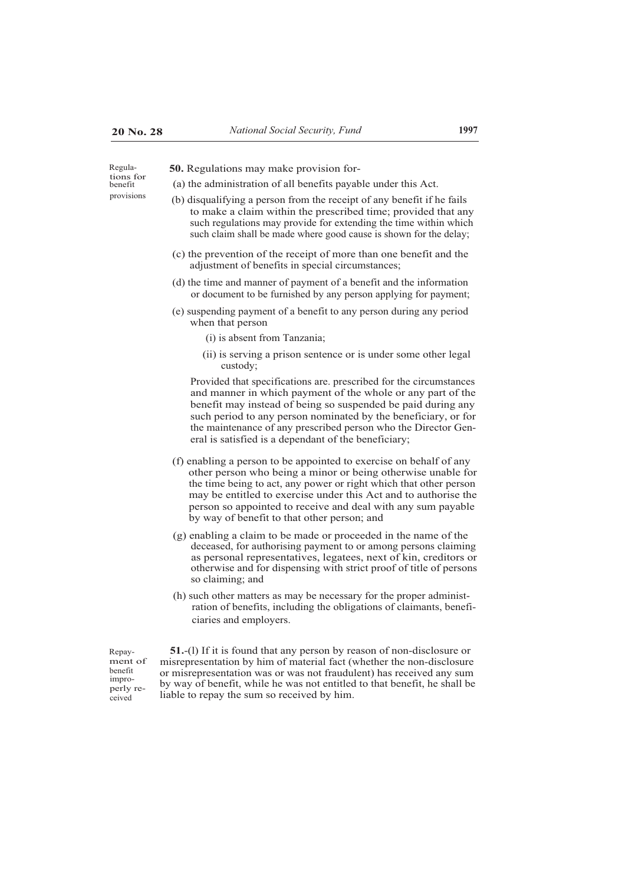Regulations for benefit provisions

**50.** Regulations may make provision for-

(a) the administration of all benefits payable under this Act.

(b) disqualifying a person from the receipt of any benefit if he fails to make a claim within the prescribed time; provided that any such regulations may provide for extending the time within which such claim shall be made where good cause is shown for the delay;

(c) the prevention of the receipt of more than one benefit and the adjustment of benefits in special circumstances;

(d) the time and manner of payment of a benefit and the information or document to be furnished by any person applying for payment;

(e) suspending payment of a benefit to any person during any period when that person

(i) is absent from Tanzania;

(ii) is serving a prison sentence or is under some other legal custody;

Provided that specifications are. prescribed for the circumstances and manner in which payment of the whole or any part of the benefit may instead of being so suspended be paid during any such period to any person nominated by the beneficiary, or for the maintenance of any prescribed person who the Director General is satisfied is a dependant of the beneficiary;

(f) enabling a person to be appointed to exercise on behalf of any other person who being a minor or being otherwise unable for the time being to act, any power or right which that other person may be entitled to exercise under this Act and to authorise the person so appointed to receive and deal with any sum payable by way of benefit to that other person; and

(g) enabling a claim to be made or proceeded in the name of the deceased, for authorising payment to or among persons claiming as personal representatives, legatees, next of kin, creditors or otherwise and for dispensing with strict proof of title of persons so claiming; and

(h) such other matters as may be necessary for the proper administration of benefits, including the obligations of claimants, beneficiaries and employers.

Repayment of benefit improperly received

**51.**-(l) If it is found that any person by reason of non-disclosure or misrepresentation by him of material fact (whether the non-disclosure or misrepresentation was or was not fraudulent) has received any sum by way of benefit, while he was not entitled to that benefit, he shall be liable to repay the sum so received by him.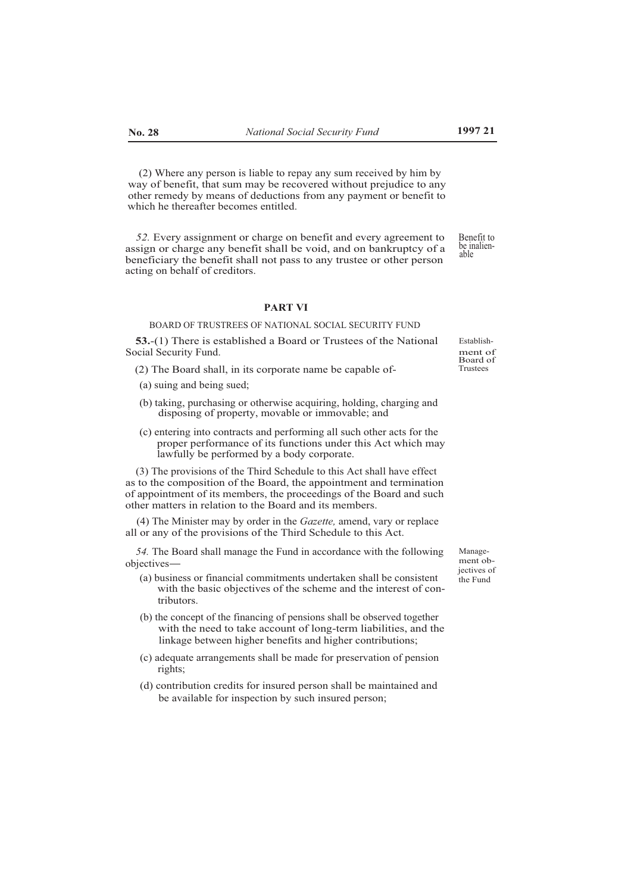(2) Where any person is liable to repay any sum received by him by way of benefit, that sum may be recovered without prejudice to any other remedy by means of deductions from any payment or benefit to which he thereafter becomes entitled.

*52.* Every assignment or charge on benefit and every agreement to assign or charge any benefit shall be void, and on bankruptcy of a beneficiary the benefit shall not pass to any trustee or other person acting on behalf of creditors.

Benefit to be inalienable

## PART VI

### BOARD OF TRUSTREES OF NATIONAL SOCIAL SECURITY FUND

Establishment of Board of Trustees

**53.**-(1) There is established a Board or Trustees of the National Social Security Fund.

(2) The Board shall, in its corporate name be capable of-

(a) suing and being sued;

(b) taking, purchasing or otherwise acquiring, holding, charging and disposing of property, movable or immovable; and

(c) entering into contracts and performing all such other acts for the proper performance of its functions under this Act which may lawfully be performed by a body corporate.

(3) The provisions of the Third Schedule to this Act shall have effect as to the composition of the Board, the appointment and termination of appointment of its members, the proceedings of the Board and such other matters in relation to the Board and its members.

(4) The Minister may by order in the *Gazette,* amend, vary or replace all or any of the provisions of the Third Schedule to this Act.

Management objectives of the Fund

*54.* The Board shall manage the Fund in accordance with the following objectives—

(a) business or financial commitments undertaken shall be consistent with the basic objectives of the scheme and the interest of contributors.

(b) the concept of the financing of pensions shall be observed together with the need to take account of long-term liabilities, and the linkage between higher benefits and higher contributions;

(c) adequate arrangements shall be made for preservation of pension rights;

(d) contribution credits for insured person shall be maintained and be available for inspection by such insured person;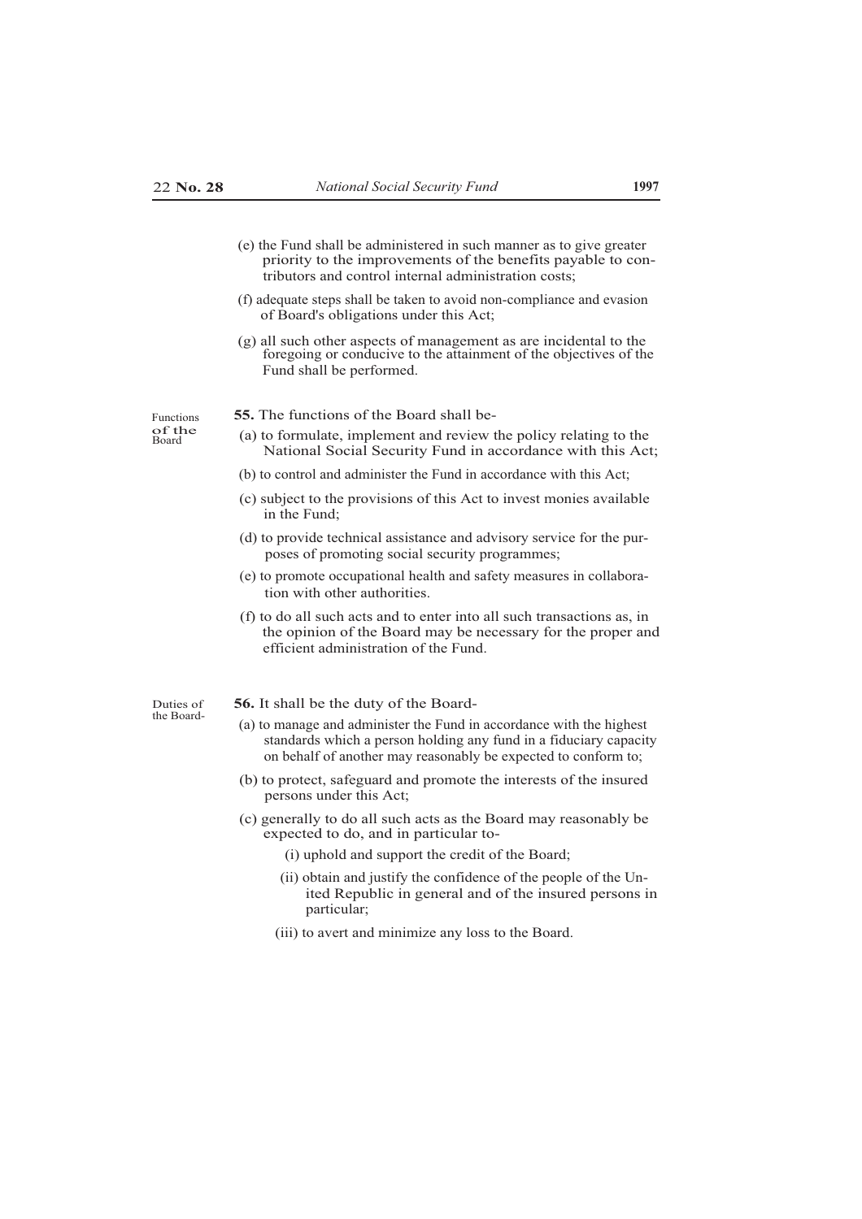(e) the Fund shall be administered in such manner as to give greater priority to the improvements of the benefits payable to contributors and control internal administration costs;

(f) adequate steps shall be taken to avoid non-compliance and evasion of Board's obligations under this Act;

(g) all such other aspects of management as are incidental to the foregoing or conducive to the attainment of the objectives of the Fund shall be performed.

Functions of the Board

**55.** The functions of the Board shall be-

(a) to formulate, implement and review the policy relating to the National Social Security Fund in accordance with this Act;

(b) to control and administer the Fund in accordance with this Act;

(c) subject to the provisions of this Act to invest monies available in the Fund;

(d) to provide technical assistance and advisory service for the purposes of promoting social security programmes;

(e) to promote occupational health and safety measures in collaboration with other authorities.

(f) to do all such acts and to enter into all such transactions as, in the opinion of the Board may be necessary for the proper and efficient administration of the Fund.

Duties of the Board-

**56.** It shall be the duty of the Board-

(a) to manage and administer the Fund in accordance with the highest standards which a person holding any fund in a fiduciary capacity on behalf of another may reasonably be expected to conform to;

(b) to protect, safeguard and promote the interests of the insured persons under this Act;

(c) generally to do all such acts as the Board may reasonably be expected to do, and in particular to-

(i) uphold and support the credit of the Board;

(ii) obtain and justify the confidence of the people of the United Republic in general and of the insured persons in particular;

(iii) to avert and minimize any loss to the Board.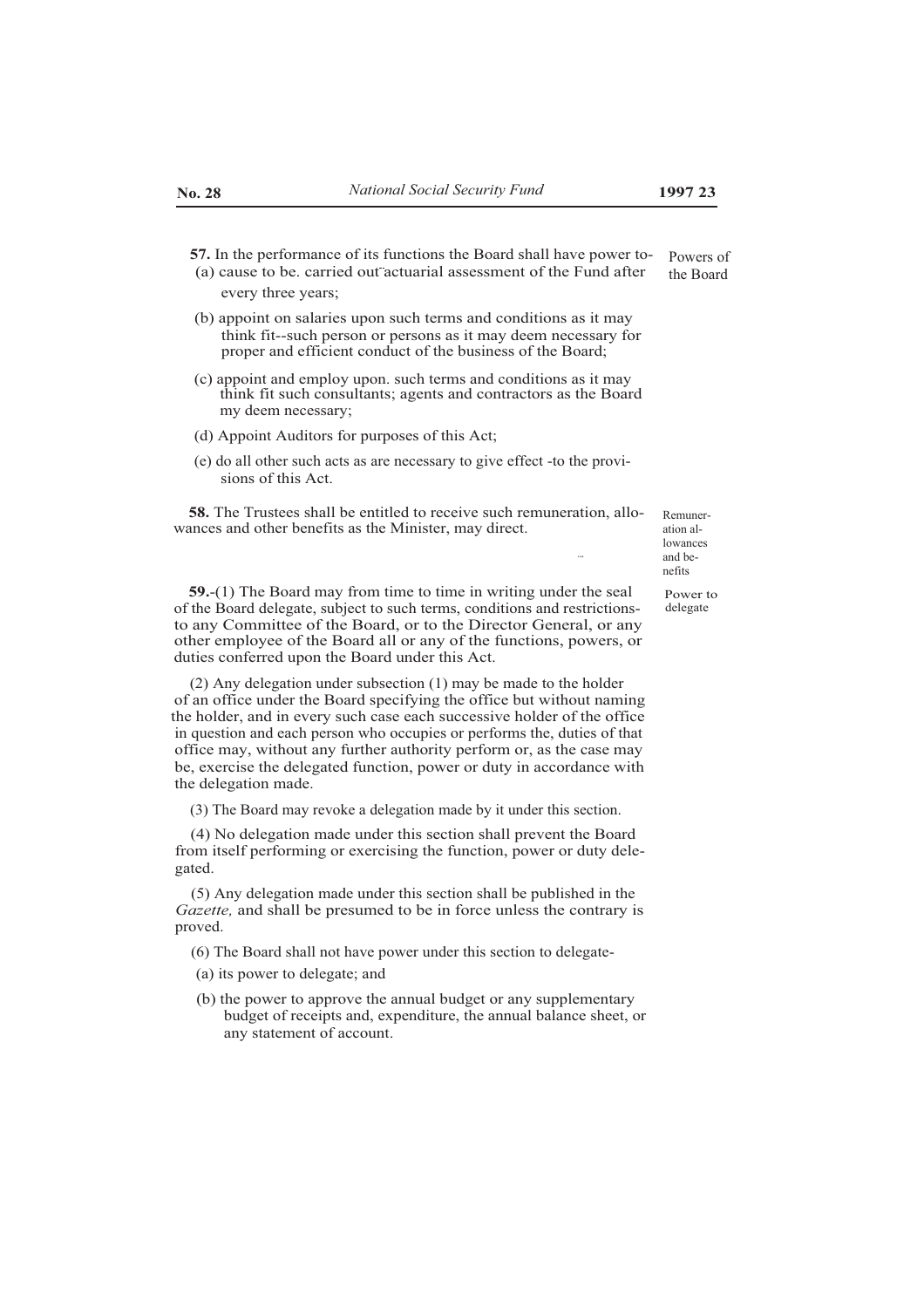**57.** In the performance of its functions the Board shall have power to-

Powers of the Board

(a) cause to be. carried out actuarial assessment of the Fund after every three years;

(b) appoint on salaries upon such terms and conditions as it may think fit--such person or persons as it may deem necessary for proper and efficient conduct of the business of the Board;

(c) appoint and employ upon. such terms and conditions as it may think fit such consultants; agents and contractors as the Board my deem necessary;

(d) Appoint Auditors for purposes of this Act;

(e) do all other such acts as are necessary to give effect -to the provisions of this Act.

**58.** The Trustees shall be entitled to receive such remuneration, allowances and other benefits as the Minister, may direct.

Remuneration allowances and benefits

**59.**-(1) The Board may from time to time in writing under the seal of the Board delegate, subject to such terms, conditions and restrictions- to any Committee of the Board, or to the Director General, or any other employee of the Board all or any of the functions, powers, or duties conferred upon the Board under this Act.

Power to delegate

(2) Any delegation under subsection (1) may be made to the holder of an office under the Board specifying the office but without naming the holder, and in every such case each successive holder of the office in question and each person who occupies or performs the, duties of that office may, without any further authority perform or, as the case may be, exercise the delegated function, power or duty in accordance with the delegation made.

(3) The Board may revoke a delegation made by it under this section.

(4) No delegation made under this section shall prevent the Board from itself performing or exercising the function, power or duty delegated.

(5) Any delegation made under this section shall be published in the *Gazette,* and shall be presumed to be in force unless the contrary is proved.

(6) The Board shall not have power under this section to delegate-

(a) its power to delegate; and

(b) the power to approve the annual budget or any supplementary budget of receipts and, expenditure, the annual balance sheet, or any statement of account.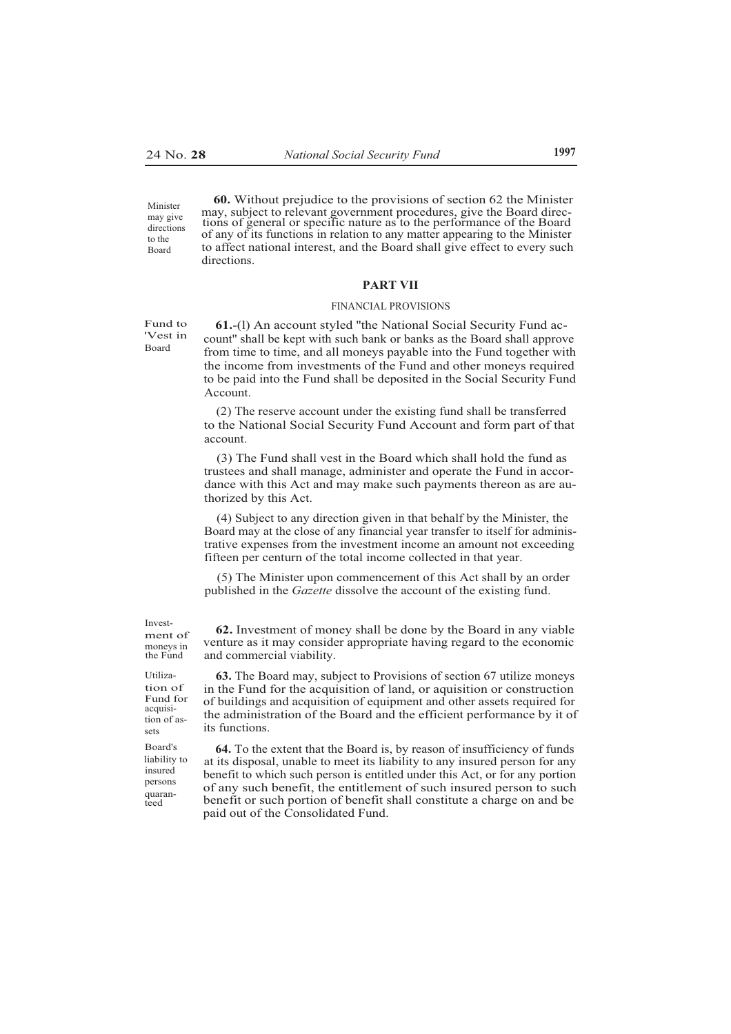**60.** Without prejudice to the provisions of section 62 the Minister may, subject to relevant government procedures, give the Board directions of general or specific nature as to the performance of the Board of any of its functions in relation to any matter appearing to the Minister to affect national interest, and the Board shall give effect to every such directions.

Minister may give directions to the Board

## PART VII

### FINANCIAL PROVISIONS

Fund to 'Vest in Board

**61.**-(l) An account styled "the National Social Security Fund account" shall be kept with such bank or banks as the Board shall approve from time to time, and all moneys payable into the Fund together with the income from investments of the Fund and other moneys required to be paid into the Fund shall be deposited in the Social Security Fund Account.

(2) The reserve account under the existing fund shall be transferred to the National Social Security Fund Account and form part of that account.

(3) The Fund shall vest in the Board which shall hold the fund as trustees and shall manage, administer and operate the Fund in accordance with this Act and may make such payments thereon as are authorized by this Act.

(4) Subject to any direction given in that behalf by the Minister, the Board may at the close of any financial year transfer to itself for administrative expenses from the investment income an amount not exceeding fifteen per centum of the total income collected in that year.

(5) The Minister upon commencement of this Act shall by an order published in the *Gazette* dissolve the account of the existing fund.

Investment of moneys in the Fund

**62.** Investment of money shall be done by the Board in any viable venture as it may consider appropriate having regard to the economic and commercial viability.

Utilization of Fund for acquisition of assets

**63.** The Board may, subject to Provisions of section 67 utilize moneys in the Fund for the acquisition of land, or aquisition or construction of buildings and acquisition of equipment and other assets required for the administration of the Board and the efficient performance by it of its functions.

Board's liability to insured persons quaranteed

**64.** To the extent that the Board is, by reason of insufficiency of funds at its disposal, unable to meet its liability to any insured person for any benefit to which such person is entitled under this Act, or for any portion of any such benefit, the entitlement of such insured person to such benefit or such portion of benefit shall constitute a charge on and be paid out of the Consolidated Fund.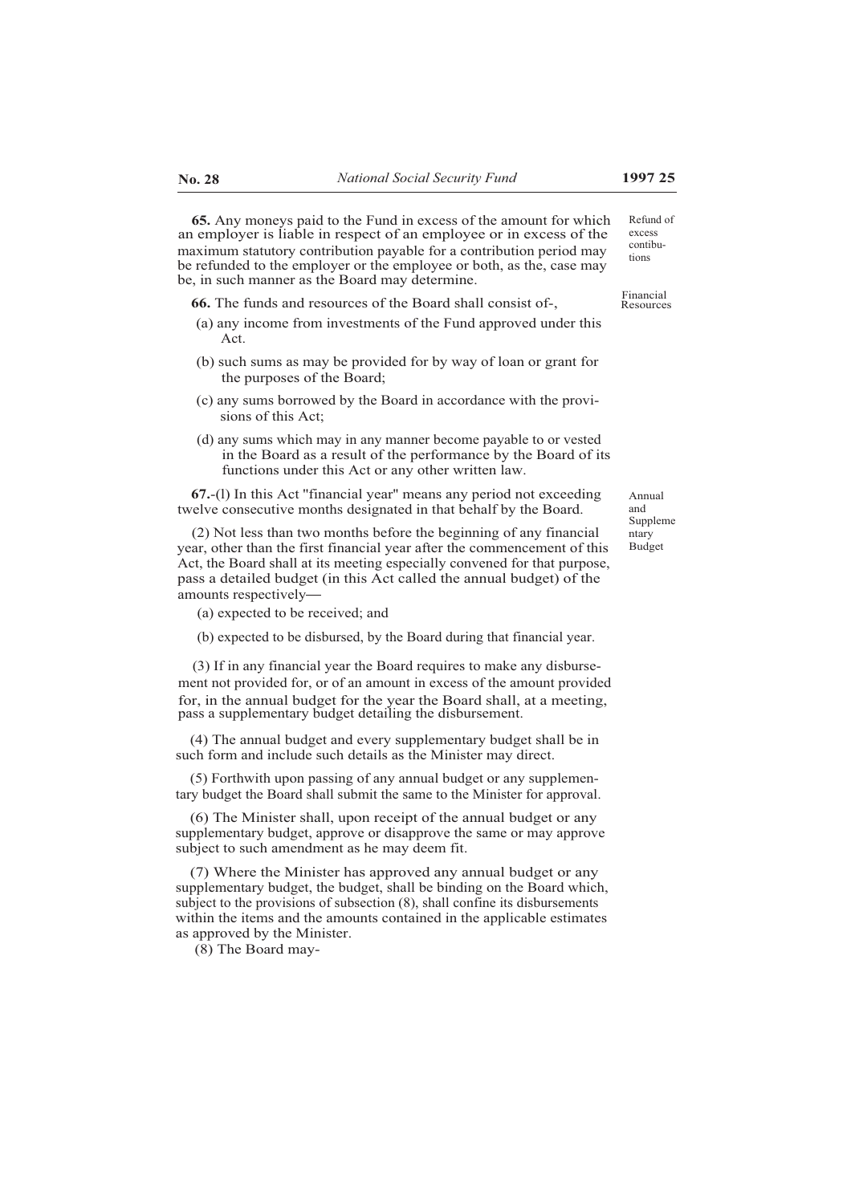**65.** Any moneys paid to the Fund in excess of the amount for which an employer is liable in respect of an employee or in excess of the maximum statutory contribution payable for a contribution period may be refunded to the employer or the employee or both, as the, case may be, in such manner as the Board may determine.

Refund of excess contibutions

Financial Resources

**66.** The funds and resources of the Board shall consist of-,

(a) any income from investments of the Fund approved under this Act.

(b) such sums as may be provided for by way of loan or grant for the purposes of the Board;

(c) any sums borrowed by the Board in accordance with the provisions of this Act;

(d) any sums which may in any manner become payable to or vested in the Board as a result of the performance by the Board of its functions under this Act or any other written law.

Annual and Supplementary Budget

**67.**-(l) In this Act "financial year" means any period not exceeding twelve consecutive months designated in that behalf by the Board.

(2) Not less than two months before the beginning of any financial year, other than the first financial year after the commencement of this Act, the Board shall at its meeting especially convened for that purpose, pass a detailed budget (in this Act called the annual budget) of the amounts respectively—

(a) expected to be received; and

(b) expected to be disbursed, by the Board during that financial year.

(3) If in any financial year the Board requires to make any disbursement not provided for, or of an amount in excess of the amount provided for, in the annual budget for the year the Board shall, at a meeting, pass a supplementary budget detailing the disbursement.

(4) The annual budget and every supplementary budget shall be in such form and include such details as the Minister may direct.

(5) Forthwith upon passing of any annual budget or any supplementary budget the Board shall submit the same to the Minister for approval.

(6) The Minister shall, upon receipt of the annual budget or any supplementary budget, approve or disapprove the same or may approve subject to such amendment as he may deem fit.

(7) Where the Minister has approved any annual budget or any supplementary budget, the budget, shall be binding on the Board which, subject to the provisions of subsection (8), shall confine its disbursements within the items and the amounts contained in the applicable estimates as approved by the Minister.

(8) The Board may-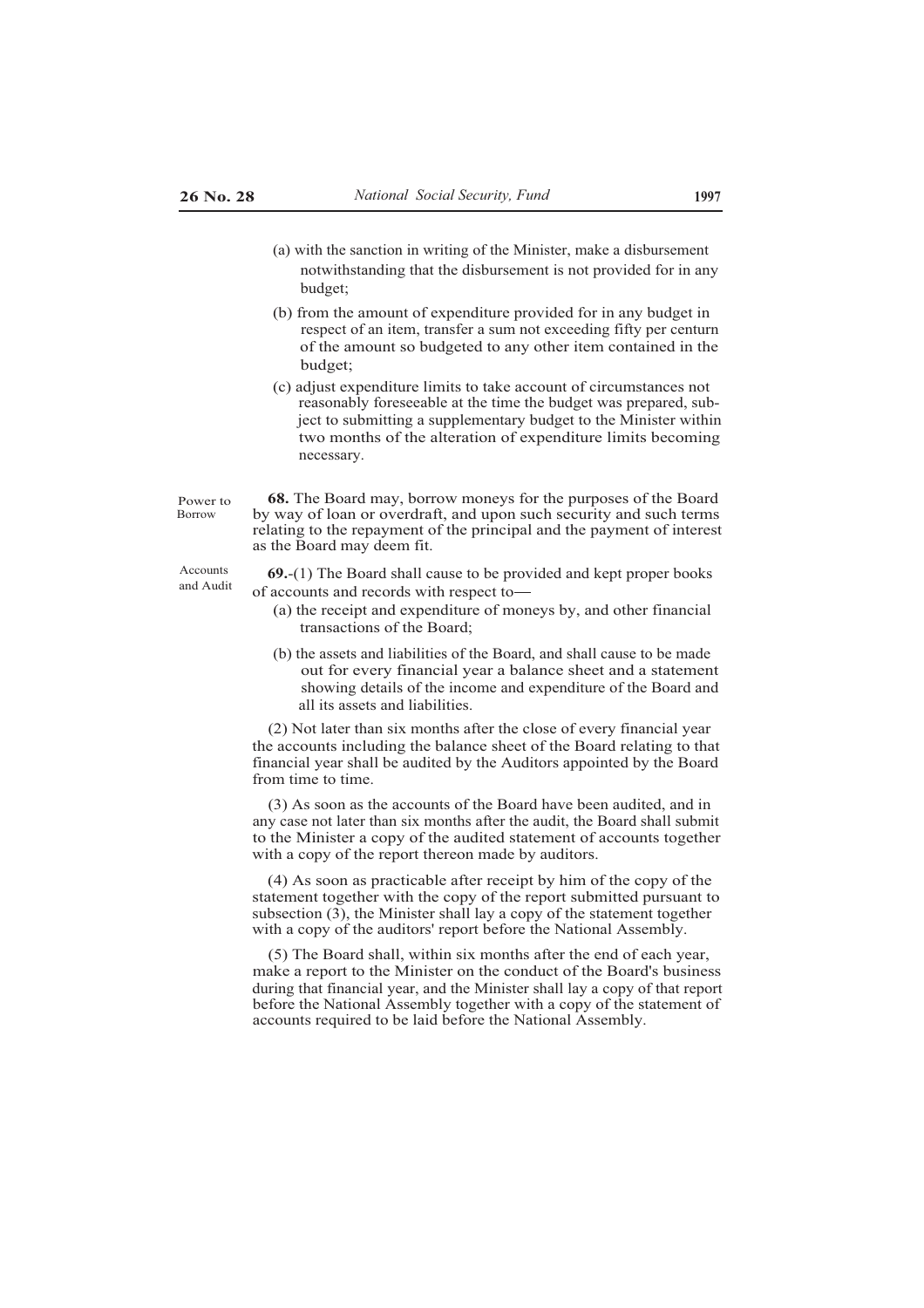(a) with the sanction in writing of the Minister, make a disbursement notwithstanding that the disbursement is not provided for in any budget;

(b) from the amount of expenditure provided for in any budget in respect of an item, transfer a sum not exceeding fifty per centurn of the amount so budgeted to any other item contained in the budget;

(c) adjust expenditure limits to take account of circumstances not reasonably foreseeable at the time the budget was prepared, subject to submitting a supplementary budget to the Minister within two months of the alteration of expenditure limits becoming necessary.

Power to Borrow

**68.** The Board may, borrow moneys for the purposes of the Board by way of loan or overdraft, and upon such security and such terms relating to the repayment of the principal and the payment of interest as the Board may deem fit.

Accounts and Audit

**69.**-(1) The Board shall cause to be provided and kept proper books of accounts and records with respect to—

(a) the receipt and expenditure of moneys by, and other financial transactions of the Board;

(b) the assets and liabilities of the Board, and shall cause to be made out for every financial year a balance sheet and a statement showing details of the income and expenditure of the Board and all its assets and liabilities.

(2) Not later than six months after the close of every financial year the accounts including the balance sheet of the Board relating to that financial year shall be audited by the Auditors appointed by the Board from time to time.

(3) As soon as the accounts of the Board have been audited, and in any case not later than six months after the audit, the Board shall submit to the Minister a copy of the audited statement of accounts together with a copy of the report thereon made by auditors.

(4) As soon as practicable after receipt by him of the copy of the statement together with the copy of the report submitted pursuant to subsection (3), the Minister shall lay a copy of the statement together with a copy of the auditors' report before the National Assembly.

(5) The Board shall, within six months after the end of each year, make a report to the Minister on the conduct of the Board's business during that financial year, and the Minister shall lay a copy of that report before the National Assembly together with a copy of the statement of accounts required to be laid before the National Assembly.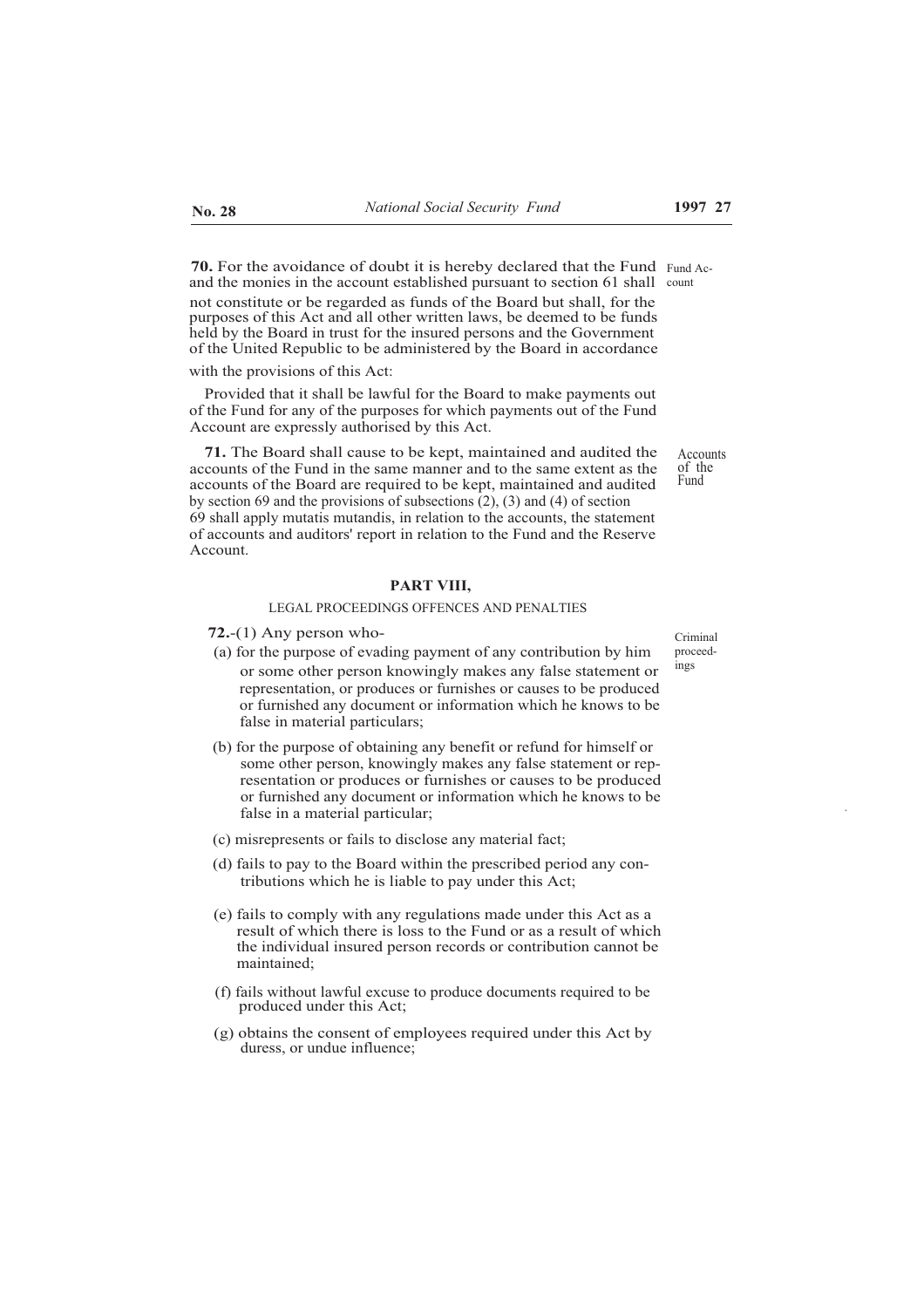**70.** For the avoidance of doubt it is hereby declared that the Fund and the monies in the account established pursuant to section 61 shall not constitute or be regarded as funds of the Board but shall, for the purposes of this Act and all other written laws, be deemed to be funds held by the Board in trust for the insured persons and the Government of the United Republic to be administered by the Board in accordance with the provisions of this Act:

Fund Account

Provided that it shall be lawful for the Board to make payments out of the Fund for any of the purposes for which payments out of the Fund Account are expressly authorised by this Act.

**71.** The Board shall cause to be kept, maintained and audited the accounts of the Fund in the same manner and to the same extent as the accounts of the Board are required to be kept, maintained and audited by section 69 and the provisions of subsections (2), (3) and (4) of section 69 shall apply mutatis mutandis, in relation to the accounts, the statement of accounts and auditors' report in relation to the Fund and the Reserve Account.

Accounts of the Fund

## PART VIII,

### LEGAL PROCEEDINGS OFFENCES AND PENALTIES

**72.**-(1) Any person who-

Criminal proceedings

(a) for the purpose of evading payment of any contribution by him or some other person knowingly makes any false statement or representation, or produces or furnishes or causes to be produced or furnished any document or information which he knows to be false in material particulars;

(b) for the purpose of obtaining any benefit or refund for himself or some other person, knowingly makes any false statement or representation or produces or furnishes or causes to be produced or furnished any document or information which he knows to be false in a material particular;

(c) misrepresents or fails to disclose any material fact;

(d) fails to pay to the Board within the prescribed period any contributions which he is liable to pay under this Act;

(e) fails to comply with any regulations made under this Act as a result of which there is loss to the Fund or as a result of which the individual insured person records or contribution cannot be maintained;

(f) fails without lawful excuse to produce documents required to be produced under this Act;

(g) obtains the consent of employees required under this Act by duress, or undue influence;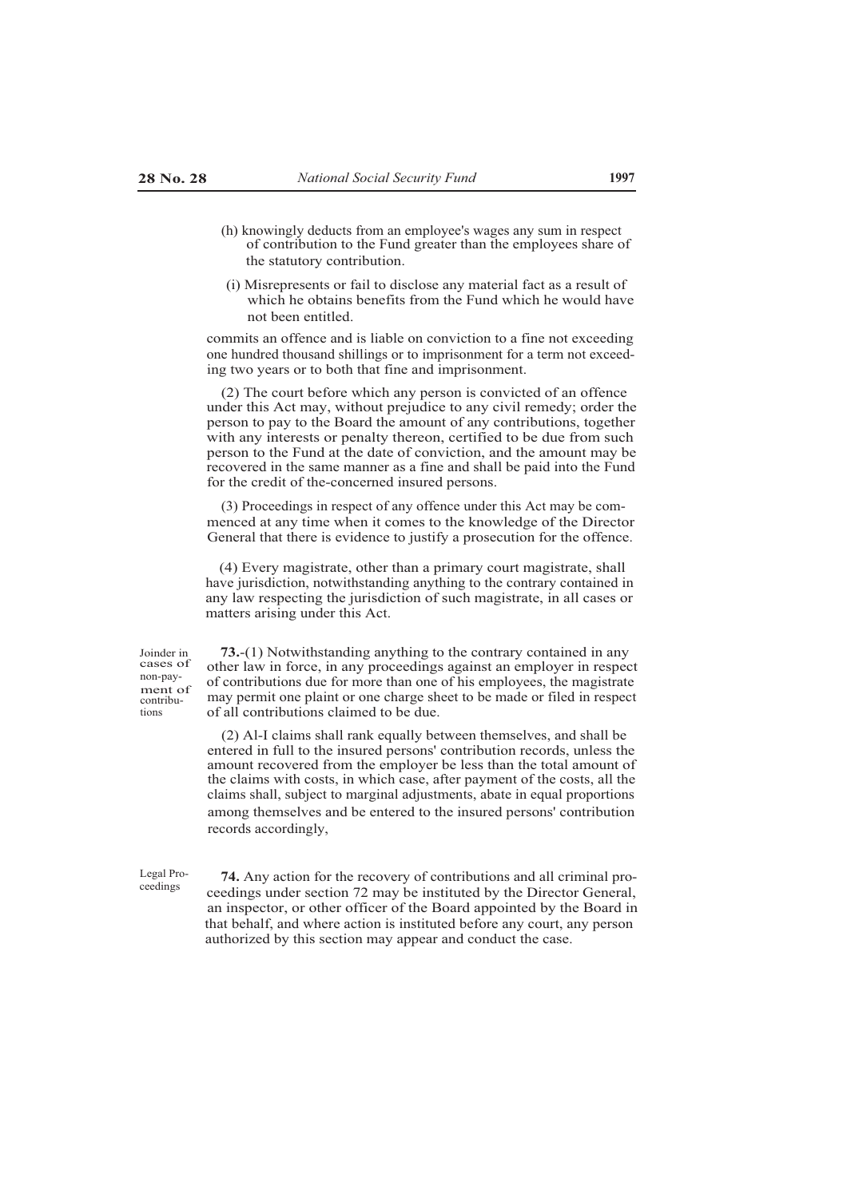(h) knowingly deducts from an employee's wages any sum in respect of contribution to the Fund greater than the employees share of the statutory contribution.

(i) Misrepresents or fail to disclose any material fact as a result of which he obtains benefits from the Fund which he would have not been entitled.

commits an offence and is liable on conviction to a fine not exceeding one hundred thousand shillings or to imprisonment for a term not exceeding two years or to both that fine and imprisonment.

(2) The court before which any person is convicted of an offence under this Act may, without prejudice to any civil remedy; order the person to pay to the Board the amount of any contributions, together with any interests or penalty thereon, certified to be due from such person to the Fund at the date of conviction, and the amount may be recovered in the same manner as a fine and shall be paid into the Fund for the credit of the-concerned insured persons.

(3) Proceedings in respect of any offence under this Act may be commenced at any time when it comes to the knowledge of the Director General that there is evidence to justify a prosecution for the offence.

(4) Every magistrate, other than a primary court magistrate, shall have jurisdiction, notwithstanding anything to the contrary contained in any law respecting the jurisdiction of such magistrate, in all cases or matters arising under this Act.

Joinder in cases of non-payment of contributions

**73.**-(1) Notwithstanding anything to the contrary contained in any other law in force, in any proceedings against an employer in respect of contributions due for more than one of his employees, the magistrate may permit one plaint or one charge sheet to be made or filed in respect of all contributions claimed to be due.

(2) Al-I claims shall rank equally between themselves, and shall be entered in full to the insured persons' contribution records, unless the amount recovered from the employer be less than the total amount of the claims with costs, in which case, after payment of the costs, all the claims shall, subject to marginal adjustments, abate in equal proportions among themselves and be entered to the insured persons' contribution records accordingly,

Legal Proceedings

**74.** Any action for the recovery of contributions and all criminal proceedings under section 72 may be instituted by the Director General, an inspector, or other officer of the Board appointed by the Board in that behalf, and where action is instituted before any court, any person authorized by this section may appear and conduct the case.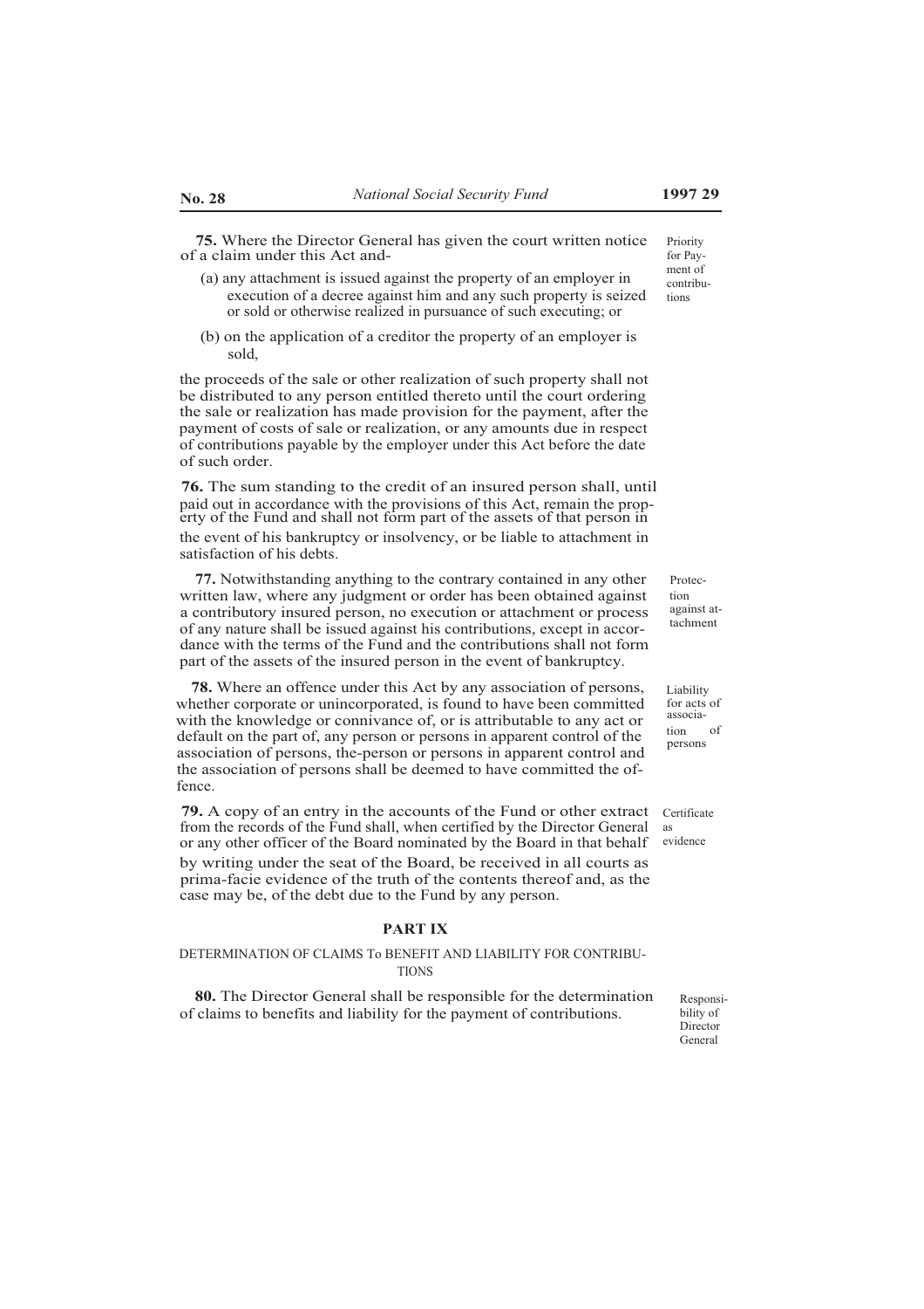**75.** Where the Director General has given the court written notice of a claim under this Act and-

Priority for Payment of contributions

(a) any attachment is issued against the property of an employer in execution of a decree against him and any such property is seized or sold or otherwise realized in pursuance of such executing; or

(b) on the application of a creditor the property of an employer is sold,

the proceeds of the sale or other realization of such property shall not be distributed to any person entitled thereto until the court ordering the sale or realization has made provision for the payment, after the payment of costs of sale or realization, or any amounts due in respect of contributions payable by the employer under this Act before the date of such order.

**76.** The sum standing to the credit of an insured person shall, until paid out in accordance with the provisions of this Act, remain the property of the Fund and shall not form part of the assets of that person in the event of his bankruptcy or insolvency, or be liable to attachment in satisfaction of his debts.

**77.** Notwithstanding anything to the contrary contained in any other written law, where any judgment or order has been obtained against a contributory insured person, no execution or attachment or process of any nature shall be issued against his contributions, except in accordance with the terms of the Fund and the contributions shall not form part of the assets of the insured person in the event of bankruptcy.

Protection against attachment

**78.** Where an offence under this Act by any association of persons, whether corporate or unincorporated, is found to have been committed with the knowledge or connivance of, or is attributable to any act or default on the part of, any person or persons in apparent control of the association of persons, the-person or persons in apparent control and the association of persons shall be deemed to have committed the offence.

Liability for acts of association of persons

**79.** A copy of an entry in the accounts of the Fund or other extract from the records of the Fund shall, when certified by the Director General or any other officer of the Board nominated by the Board in that behalf by writing under the seat of the Board, be received in all courts as prima-facie evidence of the truth of the contents thereof and, as the case may be, of the debt due to the Fund by any person.

Certificate as evidence

## PART IX

### DETERMINATION OF CLAIMS To BENEFIT AND LIABILITY FOR CONTRIBUTIONS

**80.** The Director General shall be responsible for the determination of claims to benefits and liability for the payment of contributions.

Responsibility of Director General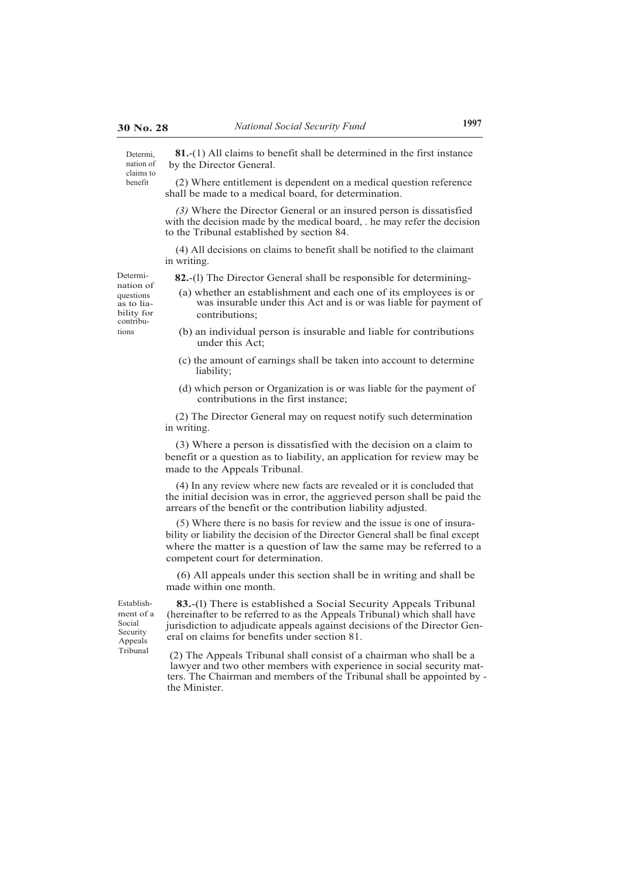**Determination of claims to benefit**

**81.**-(1) All claims to benefit shall be determined in the first instance by the Director General.

(2) Where entitlement is dependent on a medical question reference shall be made to a medical board, for determination.

*(3)* Where the Director General or an insured person is dissatisfied with the decision made by the medical board, . he may refer the decision to the Tribunal established by section 84.

(4) All decisions on claims to benefit shall be notified to the claimant in writing.

**Determination of questions as to liability for contributions**

**82.**-(l) The Director General shall be responsible for determining-

(a) whether an establishment and each one of its employees is or was insurable under this Act and is or was liable for payment of contributions;

(b) an individual person is insurable and liable for contributions under this Act;

(c) the amount of earnings shall be taken into account to determine liability;

(d) which person or Organization is or was liable for the payment of contributions in the first instance;

(2) The Director General may on request notify such determination in writing.

(3) Where a person is dissatisfied with the decision on a claim to benefit or a question as to liability, an application for review may be made to the Appeals Tribunal.

(4) In any review where new facts are revealed or it is concluded that the initial decision was in error, the aggrieved person shall be paid the arrears of the benefit or the contribution liability adjusted.

(5) Where there is no basis for review and the issue is one of insurability or liability the decision of the Director General shall be final except where the matter is a question of law the same may be referred to a competent court for determination.

(6) All appeals under this section shall be in writing and shall be made within one month.

**Establishment of a Social Security Appeals Tribunal**

**83.**-(l) There is established a Social Security Appeals Tribunal (hereinafter to be referred to as the Appeals Tribunal) which shall have jurisdiction to adjudicate appeals against decisions of the Director General on claims for benefits under section 81.

(2) The Appeals Tribunal shall consist of a chairman who shall be a lawyer and two other members with experience in social security matters. The Chairman and members of the Tribunal shall be appointed by - the Minister.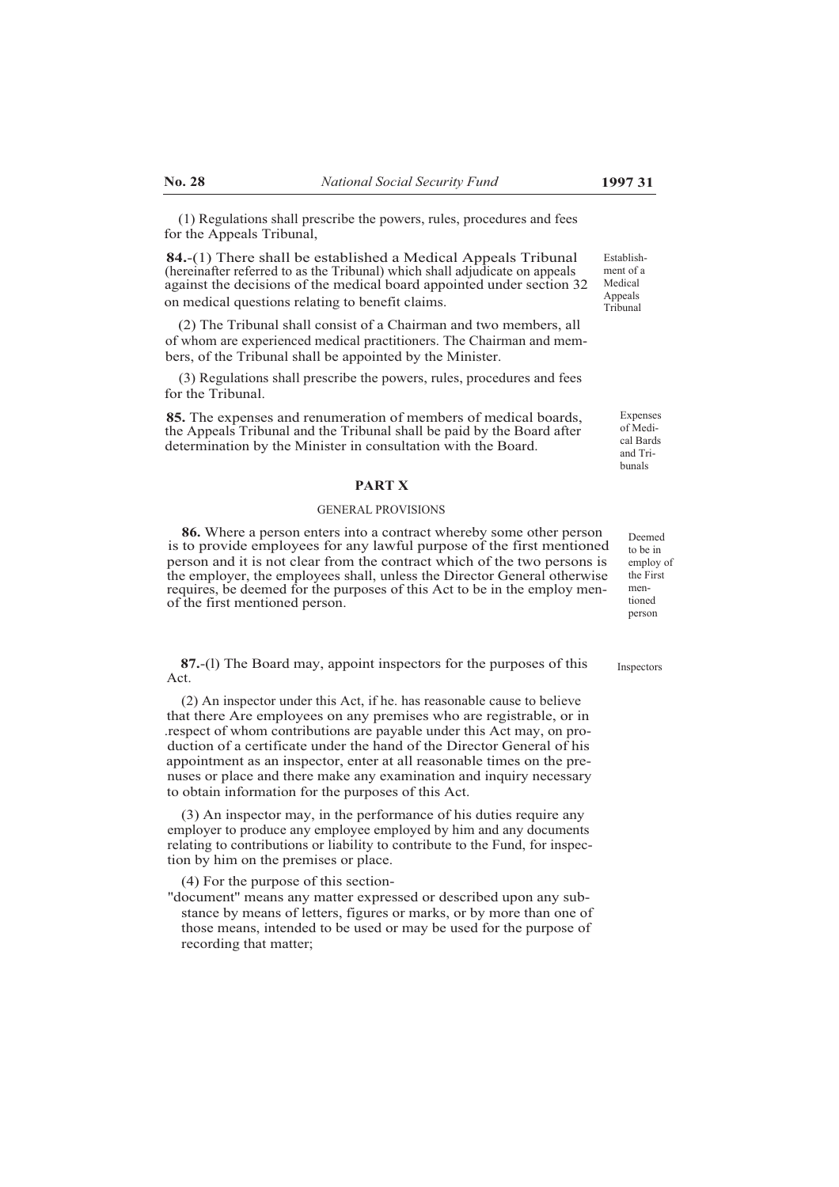(1) Regulations shall prescribe the powers, rules, procedures and fees for the Appeals Tribunal,

Establishment of a Medical Appeals Tribunal

**84.**-(1) There shall be established a Medical Appeals Tribunal (hereinafter referred to as the Tribunal) which shall adjudicate on appeals against the decisions of the medical board appointed under section 32 on medical questions relating to benefit claims.

(2) The Tribunal shall consist of a Chairman and two members, all of whom are experienced medical practitioners. The Chairman and members, of the Tribunal shall be appointed by the Minister.

(3) Regulations shall prescribe the powers, rules, procedures and fees for the Tribunal.

Expenses of Medical Bards and Tribunals

**85.** The expenses and renumeration of members of medical boards, the Appeals Tribunal and the Tribunal shall be paid by the Board after determination by the Minister in consultation with the Board.

## PART X

### GENERAL PROVISIONS

Deemed to be in employ of the First mentioned person

**86.** Where a person enters into a contract whereby some other person is to provide employees for any lawful purpose of the first mentioned person and it is not clear from the contract which of the two persons is the employer, the employees shall, unless the Director General otherwise requires, be deemed for the purposes of this Act to be in the employ men- of the first mentioned person.

Inspectors

**87.**-(l) The Board may, appoint inspectors for the purposes of this Act.

(2) An inspector under this Act, if he. has reasonable cause to believe that there Are employees on any premises who are registrable, or in .respect of whom contributions are payable under this Act may, on production of a certificate under the hand of the Director General of his appointment as an inspector, enter at all reasonable times on the prenuses or place and there make any examination and inquiry necessary to obtain information for the purposes of this Act.

(3) An inspector may, in the performance of his duties require any employer to produce any employee employed by him and any documents relating to contributions or liability to contribute to the Fund, for inspection by him on the premises or place.

(4) For the purpose of this section-

"document" means any matter expressed or described upon any substance by means of letters, figures or marks, or by more than one of those means, intended to be used or may be used for the purpose of recording that matter;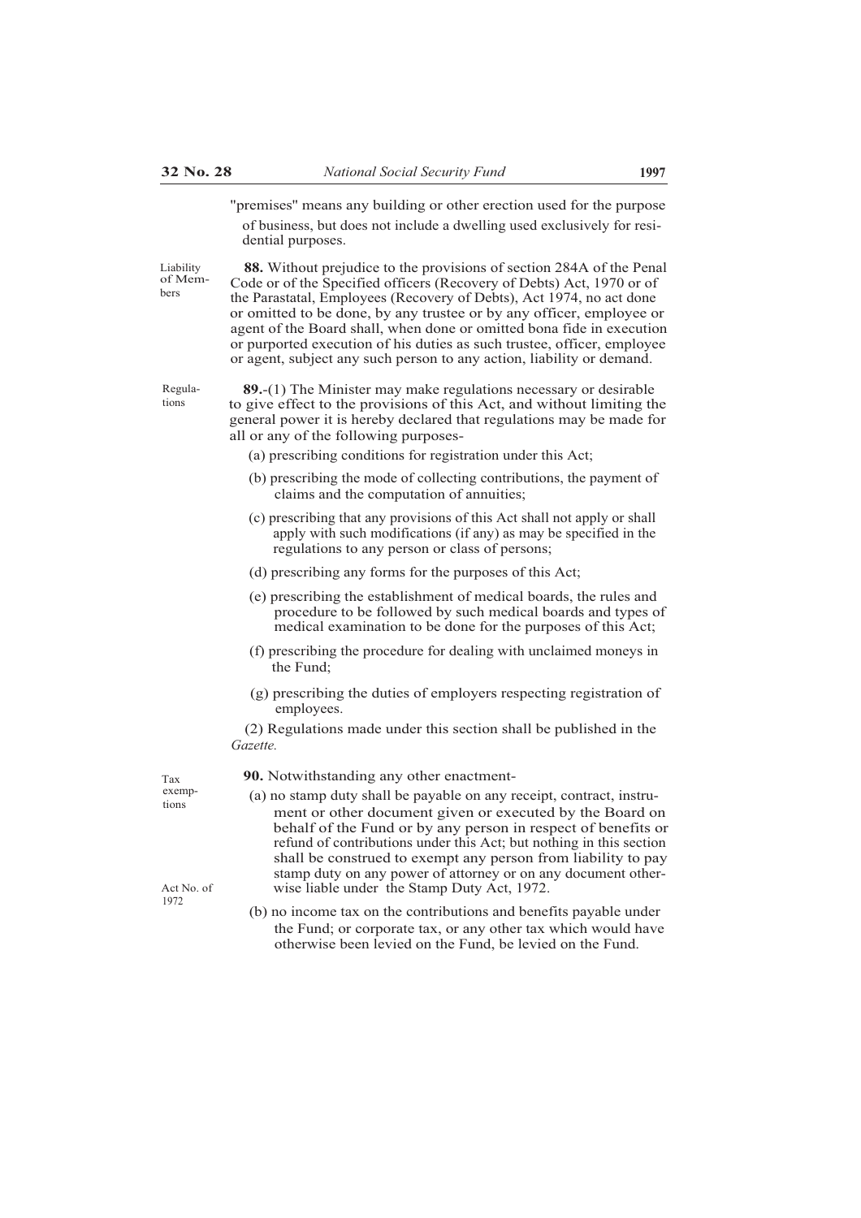"premises" means any building or other erection used for the purpose of business, but does not include a dwelling used exclusively for residential purposes.

Liability of Members

**88.** Without prejudice to the provisions of section 284A of the Penal Code or of the Specified officers (Recovery of Debts) Act, 1970 or of the Parastatal, Employees (Recovery of Debts), Act 1974, no act done or omitted to be done, by any trustee or by any officer, employee or agent of the Board shall, when done or omitted bona fide in execution or purported execution of his duties as such trustee, officer, employee or agent, subject any such person to any action, liability or demand.

Regulations

**89.**-(1) The Minister may make regulations necessary or desirable to give effect to the provisions of this Act, and without limiting the general power it is hereby declared that regulations may be made for all or any of the following purposes-

(a) prescribing conditions for registration under this Act;

(b) prescribing the mode of collecting contributions, the payment of claims and the computation of annuities;

(c) prescribing that any provisions of this Act shall not apply or shall apply with such modifications (if any) as may be specified in the regulations to any person or class of persons;

(d) prescribing any forms for the purposes of this Act;

(e) prescribing the establishment of medical boards, the rules and procedure to be followed by such medical boards and types of medical examination to be done for the purposes of this Act;

(f) prescribing the procedure for dealing with unclaimed moneys in the Fund;

(g) prescribing the duties of employers respecting registration of employees.

(2) Regulations made under this section shall be published in the *Gazette.*

Tax exemptions

**90.** Notwithstanding any other enactment-

(a) no stamp duty shall be payable on any receipt, contract, instrument or other document given or executed by the Board on behalf of the Fund or by any person in respect of benefits or refund of contributions under this Act; but nothing in this section shall be construed to exempt any person from liability to pay stamp duty on any power of attorney or on any document otherwise liable under the Stamp Duty Act, 1972.

Act No. of 1972

(b) no income tax on the contributions and benefits payable under the Fund; or corporate tax, or any other tax which would have otherwise been levied on the Fund, be levied on the Fund.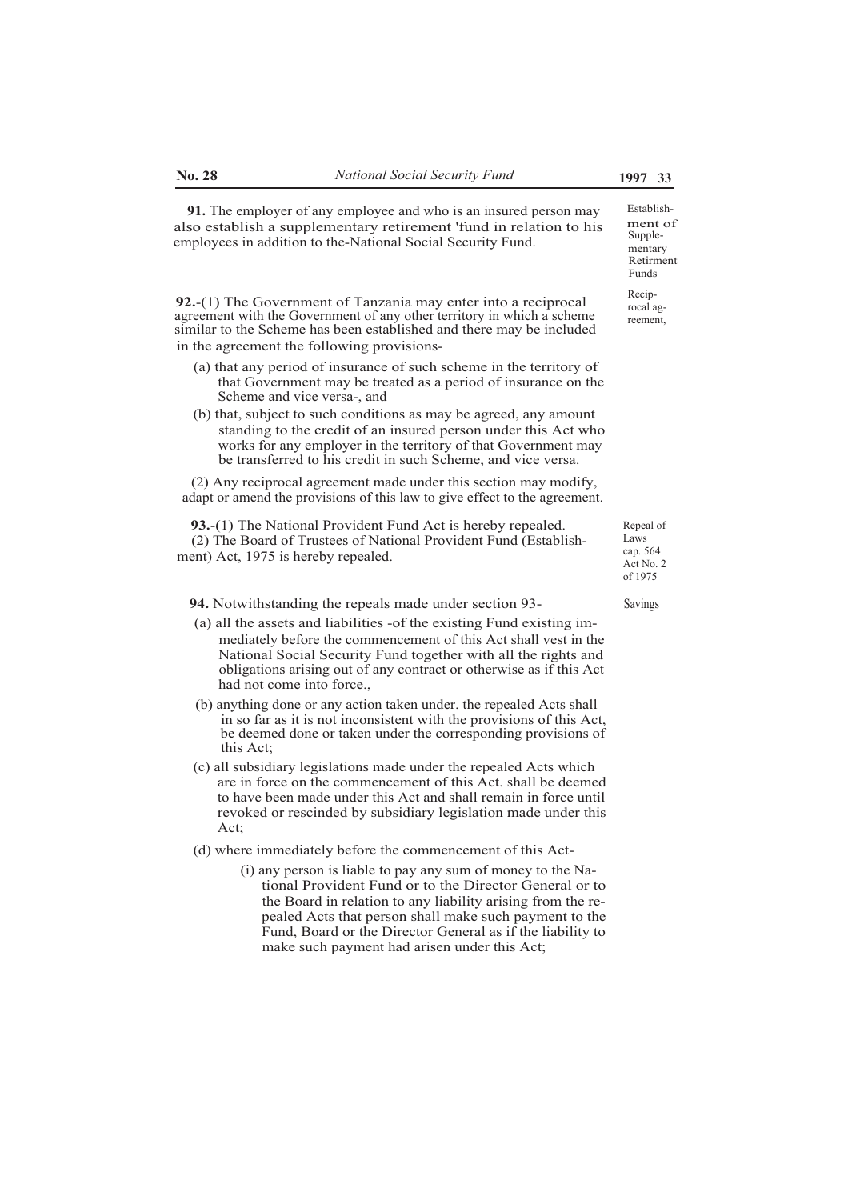**91.** The employer of any employee and who is an insured person may also establish a supplementary retirement 'fund in relation to his employees in addition to the-National Social Security Fund.

Establishment of Supplementary Retirment Funds

**92.**-(1) The Government of Tanzania may enter into a reciprocal agreement with the Government of any other territory in which a scheme similar to the Scheme has been established and there may be included in the agreement the following provisions-

Reciprocal agreement,

(a) that any period of insurance of such scheme in the territory of that Government may be treated as a period of insurance on the Scheme and vice versa-, and

(b) that, subject to such conditions as may be agreed, any amount standing to the credit of an insured person under this Act who works for any employer in the territory of that Government may be transferred to his credit in such Scheme, and vice versa.

(2) Any reciprocal agreement made under this section may modify, adapt or amend the provisions of this law to give effect to the agreement.

**93.**-(1) The National Provident Fund Act is hereby repealed.

(2) The Board of Trustees of National Provident Fund (Establishment) Act, 1975 is hereby repealed.

Repeal of Laws cap. 564 Act No. 2 of 1975

**94.** Notwithstanding the repeals made under section 93-

Savings

(a) all the assets and liabilities -of the existing Fund existing immediately before the commencement of this Act shall vest in the National Social Security Fund together with all the rights and obligations arising out of any contract or otherwise as if this Act had not come into force.,

(b) anything done or any action taken under. the repealed Acts shall in so far as it is not inconsistent with the provisions of this Act, be deemed done or taken under the corresponding provisions of this Act;

(c) all subsidiary legislations made under the repealed Acts which are in force on the commencement of this Act. shall be deemed to have been made under this Act and shall remain in force until revoked or rescinded by subsidiary legislation made under this Act;

(d) where immediately before the commencement of this Act-

(i) any person is liable to pay any sum of money to the National Provident Fund or to the Director General or to the Board in relation to any liability arising from the repealed Acts that person shall make such payment to the Fund, Board or the Director General as if the liability to make such payment had arisen under this Act;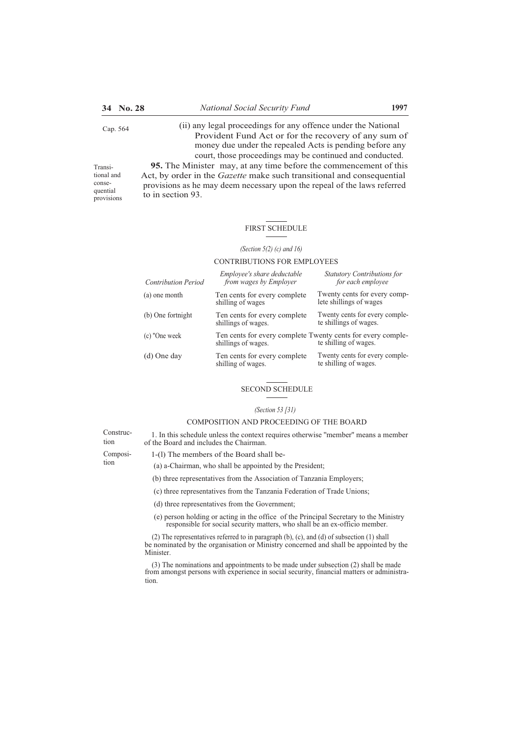Cap. 564

(ii) any legal proceedings for any offence under the National Provident Fund Act or for the recovery of any sum of money due under the repealed Acts is pending before any court, those proceedings may be continued and conducted.

Transitional and consequential provisions

**95.** The Minister may, at any time before the commencement of this Act, by order in the *Gazette* make such transitional and consequential provisions as he may deem necessary upon the repeal of the laws referred to in section 93.

## FIRST SCHEDULE

*(Section 5(2) (c) and 16)*

CONTRIBUTIONS FOR EMPLOYEES

| *Contribution Period* | *Employee's share deductable from wages by Employer* | *Statutory Contributions for for each employee* |
|---|---|---|
| (a) one month | Ten cents for every complete shilling of wages | Twenty cents for every complete shillings of wages |
| (b) One fortnight | Ten cents for every complete shillings of wages. | Twenty cents for every complete shillings of wages. |
| (c) "One week | Ten cents for every complete shillings of wages. | Twenty cents for every complete shilling of wages. |
| (d) One day | Ten cents for every complete shilling of wages. | Twenty cents for every complete shilling of wages. |

## SECOND SCHEDULE

*(Section 53 [31)*

COMPOSITION AND PROCEEDING OF THE BOARD

Construction

1. In this schedule unless the context requires otherwise "member" means a member of the Board and includes the Chairman.

Composition

1-(l) The members of the Board shall be-

(a) a-Chairman, who shall be appointed by the President;

(b) three representatives from the Association of Tanzania Employers;

(c) three representatives from the Tanzania Federation of Trade Unions;

(d) three representatives from the Government;

(e) person holding or acting in the office of the Principal Secretary to the Ministry responsible for social security matters, who shall be an ex-officio member.

(2) The representatives referred to in paragraph (b), (c), and (d) of subsection (1) shall be nominated by the organisation or Ministry concerned and shall be appointed by the Minister.

(3) The nominations and appointments to be made under subsection (2) shall be made from amongst persons with experience in social security, financial matters or administration.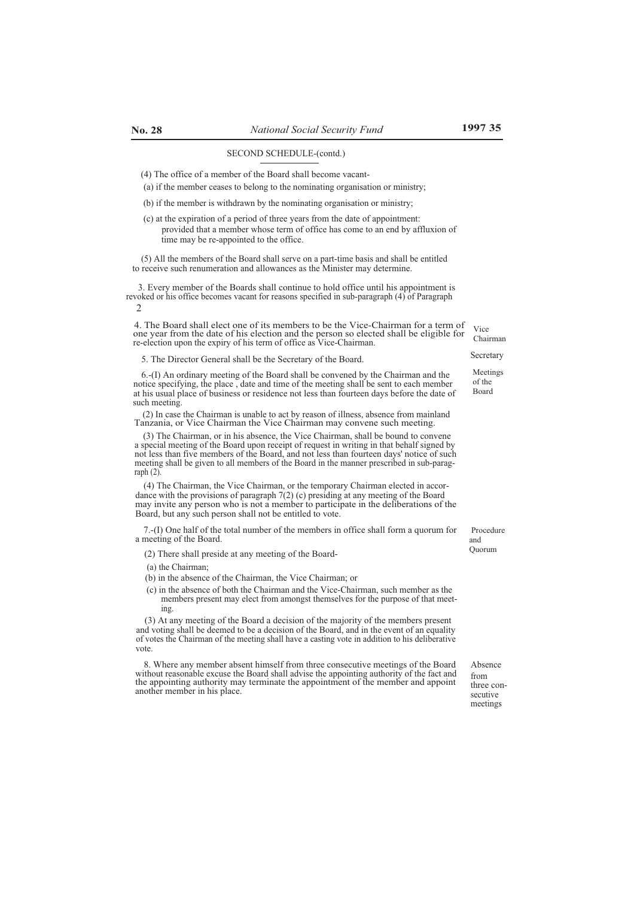SECOND SCHEDULE-(contd.)

(4) The office of a member of the Board shall become vacant-

(a) if the member ceases to belong to the nominating organisation or ministry;

(b) if the member is withdrawn by the nominating organisation or ministry;

(c) at the expiration of a period of three years from the date of appointment: provided that a member whose term of office has come to an end by affluxion of time may be re-appointed to the office.

(5) All the members of the Board shall serve on a part-time basis and shall be entitled to receive such renumeration and allowances as the Minister may determine.

3. Every member of the Boards shall continue to hold office until his appointment is revoked or his office becomes vacant for reasons specified in sub-paragraph (4) of Paragraph 2

**Vice Chairman**

4. The Board shall elect one of its members to be the Vice-Chairman for a term of one year from the date of his election and the person so elected shall be eligible for re-election upon the expiry of his term of office as Vice-Chairman.

**Secretary**

5. The Director General shall be the Secretary of the Board.

**Meetings of the Board**

6.-(I) An ordinary meeting of the Board shall be convened by the Chairman and the notice specifying, the place , date and time of the meeting shall be sent to each member at his usual place of business or residence not less than fourteen days before the date of such meeting.

(2) In case the Chairman is unable to act by reason of illness, absence from mainland Tanzania, or Vice Chairman the Vice Chairman may convene such meeting.

(3) The Chairman, or in his absence, the Vice Chairman, shall be bound to convene a special meeting of the Board upon receipt of request in writing in that behalf signed by not less than five members of the Board, and not less than fourteen days' notice of such meeting shall be given to all members of the Board in the manner prescribed in sub-paragraph (2).

(4) The Chairman, the Vice Chairman, or the temporary Chairman elected in accordance with the provisions of paragraph 7(2) (c) presiding at any meeting of the Board may invite any person who is not a member to participate in the deliberations of the Board, but any such person shall not be entitled to vote.

**Procedure and Quorum**

7.-(I) One half of the total number of the members in office shall form a quorum for a meeting of the Board.

(2) There shall preside at any meeting of the Board-

(a) the Chairman;

(b) in the absence of the Chairman, the Vice Chairman; or

(c) in the absence of both the Chairman and the Vice-Chairman, such member as the members present may elect from amongst themselves for the purpose of that meeting.

(3) At any meeting of the Board a decision of the majority of the members present and voting shall be deemed to be a decision of the Board, and in the event of an equality of votes the Chairman of the meeting shall have a casting vote in addition to his deliberative vote.

**Absence from three consecutive meetings**

8. Where any member absent himself from three consecutive meetings of the Board without reasonable excuse the Board shall advise the appointing authority of the fact and the appointing authority may terminate the appointment of the member and appoint another member in his place.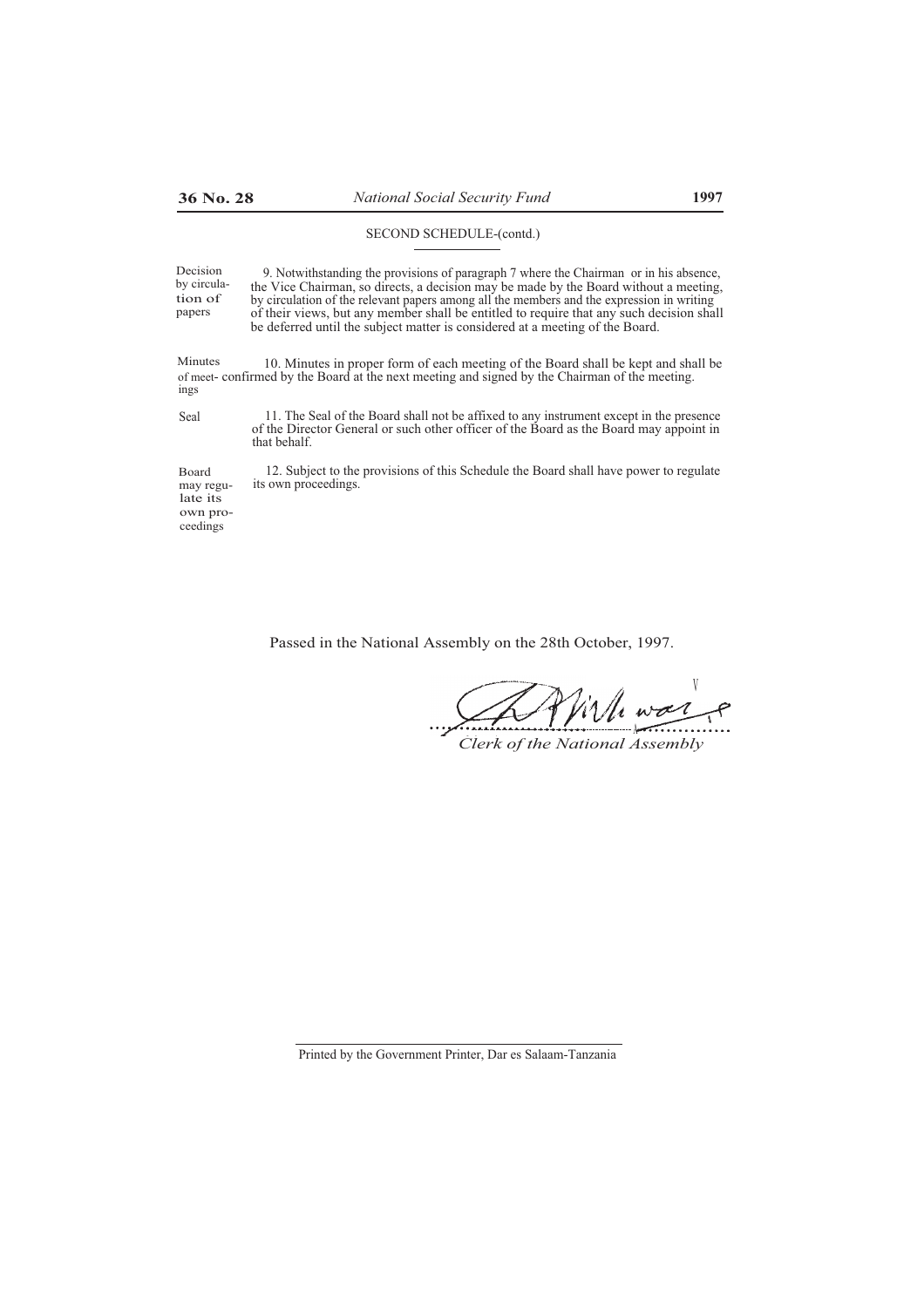SECOND SCHEDULE-(contd.)

Decision by circulation of papers

9. Notwithstanding the provisions of paragraph 7 where the Chairman or in his absence, the Vice Chairman, so directs, a decision may be made by the Board without a meeting, by circulation of the relevant papers among all the members and the expression in writing of their views, but any member shall be entitled to require that any such decision shall be deferred until the subject matter is considered at a meeting of the Board.

Minutes of meetings

10. Minutes in proper form of each meeting of the Board shall be kept and shall be confirmed by the Board at the next meeting and signed by the Chairman of the meeting.

Seal

11. The Seal of the Board shall not be affixed to any instrument except in the presence of the Director General or such other officer of the Board as the Board may appoint in that behalf.

Board may regulate its own proceedings

12. Subject to the provisions of this Schedule the Board shall have power to regulate its own proceedings.

Passed in the National Assembly on the 28th October, 1997.

*Clerk of the National Assembly*

Printed by the Government Printer, Dar es Salaam-Tanzania